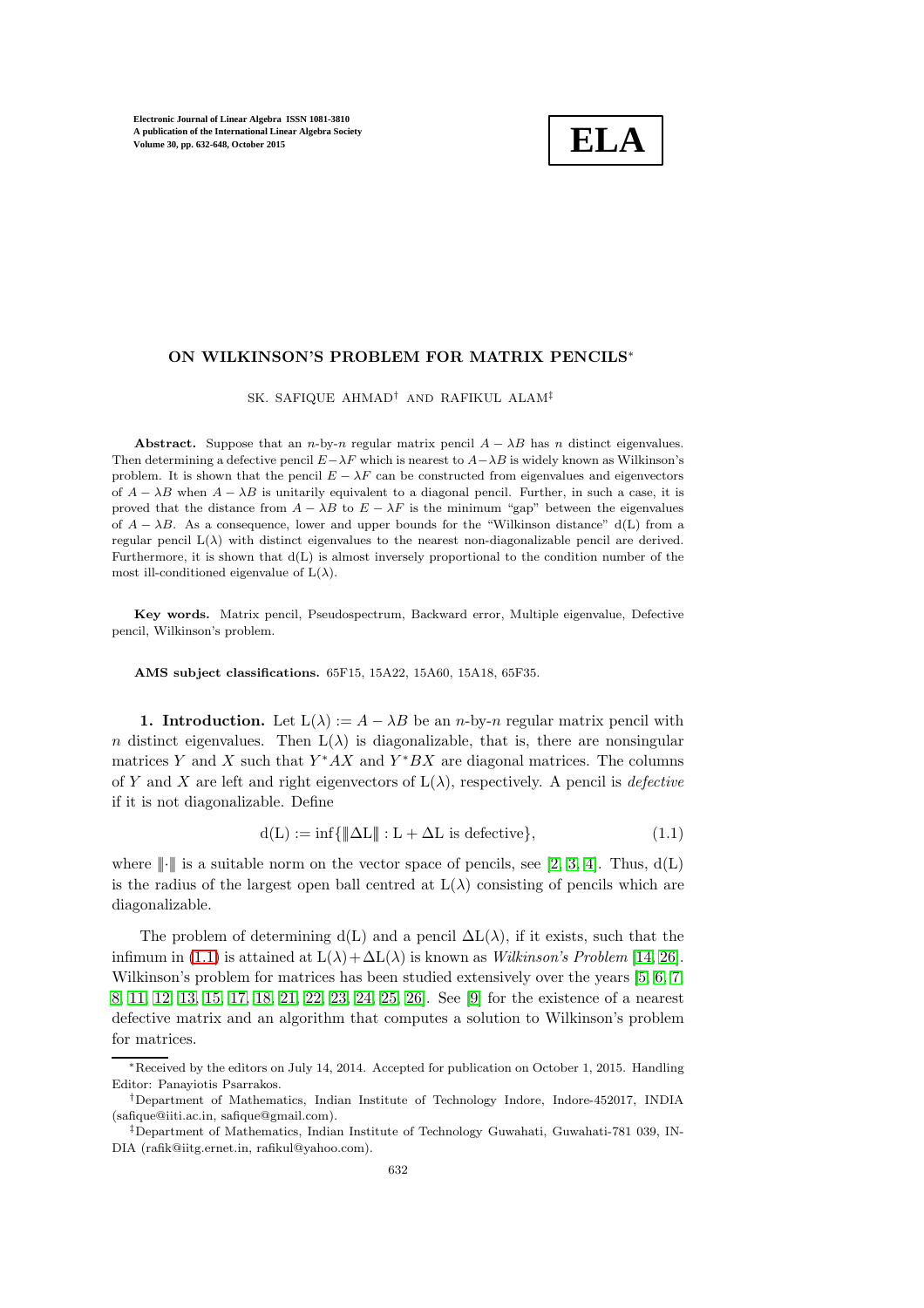# ON WILKINSON'S PROBLEM FOR MATRIX PENCILS*

SK. SAFIQUE AHMAD† AND RAFIKUL ALAM‡

**Abstract.** Suppose that an $n$-by-$n$ regular matrix pencil $A - \lambda B$ has $n$ distinct eigenvalues. Then determining a defective pencil $E - \lambda F$ which is nearest to $A - \lambda B$ is widely known as Wilkinson's problem. It is shown that the pencil $E - \lambda F$ can be constructed from eigenvalues and eigenvectors of $A - \lambda B$ when $A - \lambda B$ is unitarily equivalent to a diagonal pencil. Further, in such a case, it is proved that the distance from $A - \lambda B$ to $E - \lambda F$ is the minimum "gap" between the eigenvalues of $A - \lambda B$. As a consequence, lower and upper bounds for the "Wilkinson distance" $\mathrm{d}(\mathrm{L})$ from a regular pencil $\mathrm{L}(\lambda)$ with distinct eigenvalues to the nearest non-diagonalizable pencil are derived. Furthermore, it is shown that $\mathrm{d}(\mathrm{L})$ is almost inversely proportional to the condition number of the most ill-conditioned eigenvalue of $\mathrm{L}(\lambda)$.

**Key words.** Matrix pencil, Pseudospectrum, Backward error, Multiple eigenvalue, Defective pencil, Wilkinson's problem.

**AMS subject classifications.** 65F15, 15A22, 15A60, 15A18, 65F35.

**1. Introduction.** Let $\mathrm{L}(\lambda) := A - \lambda B$ be an $n$-by-$n$ regular matrix pencil with $n$ distinct eigenvalues. Then $\mathrm{L}(\lambda)$ is diagonalizable, that is, there are nonsingular matrices $Y$ and $X$ such that $Y^*AX$ and $Y^*BX$ are diagonal matrices. The columns of $Y$ and $X$ are left and right eigenvectors of $\mathrm{L}(\lambda)$, respectively. A pencil is *defective* if it is not diagonalizable. Define

$$\mathrm{d}(\mathrm{L}) := \inf\{|\!|\!|\Delta\mathrm{L}|\!|\!| : \mathrm{L} + \Delta\mathrm{L} \text{ is defective}\}, \tag{1.1}$$

where $|\!|\!|\cdot|\!|\!|$ is a suitable norm on the vector space of pencils, see [2, 3, 4]. Thus, $\mathrm{d}(\mathrm{L})$ is the radius of the largest open ball centred at $\mathrm{L}(\lambda)$ consisting of pencils which are diagonalizable.

The problem of determining $\mathrm{d}(\mathrm{L})$ and a pencil $\Delta\mathrm{L}(\lambda)$, if it exists, such that the infimum in (1.1) is attained at $\mathrm{L}(\lambda) + \Delta\mathrm{L}(\lambda)$ is known as *Wilkinson's Problem* [14, 26]. Wilkinson's problem for matrices has been studied extensively over the years [5, 6, 7, 8, 11, 12, 13, 15, 17, 18, 21, 22, 23, 24, 25, 26]. See [9] for the existence of a nearest defective matrix and an algorithm that computes a solution to Wilkinson's problem for matrices.

*Received by the editors on July 14, 2014. Accepted for publication on October 1, 2015. Handling Editor: Panayiotis Psarrakos.

†Department of Mathematics, Indian Institute of Technology Indore, Indore-452017, INDIA (safique@iiti.ac.in, safique@gmail.com).

‡Department of Mathematics, Indian Institute of Technology Guwahati, Guwahati-781 039, INDIA (rafik@iitg.ernet.in, rafikul@yahoo.com).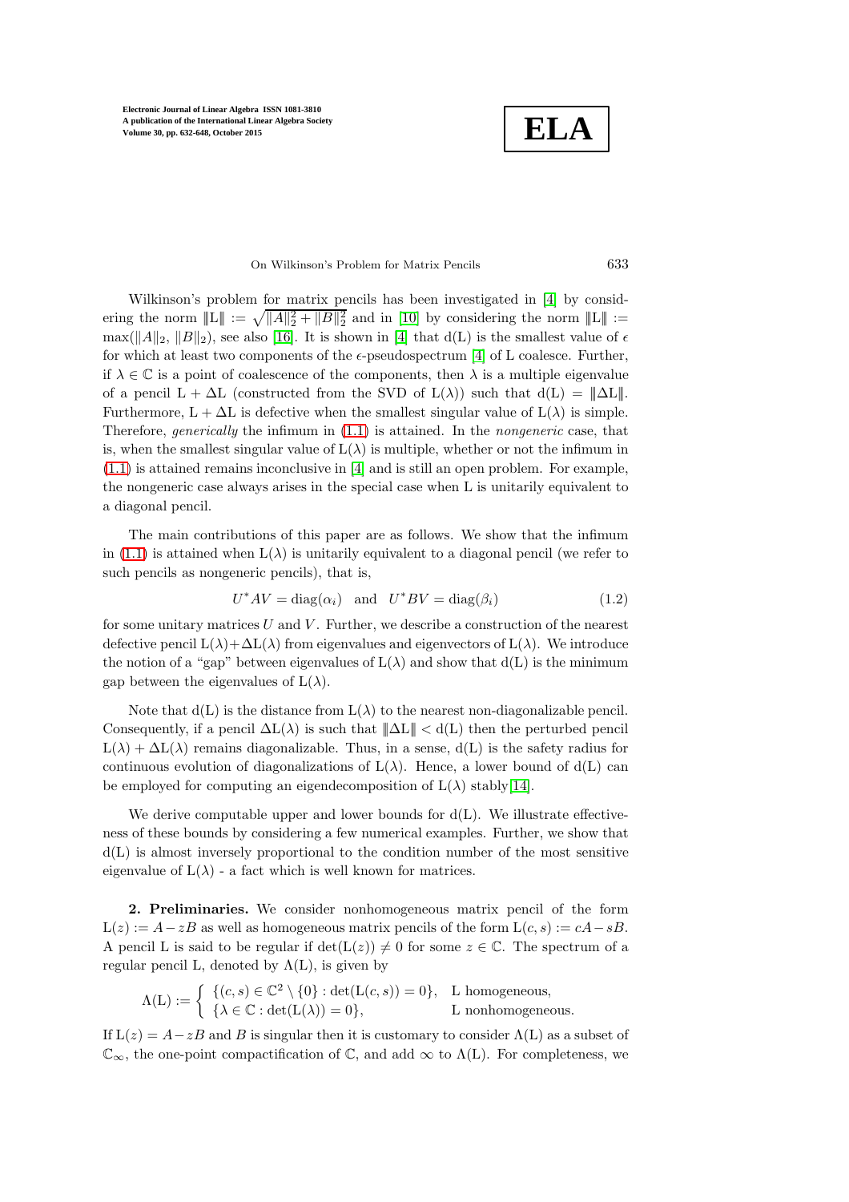Wilkinson's problem for matrix pencils has been investigated in [4] by considering the norm $|||\mathrm{L}||| := \sqrt{\|A\|_2^2 + \|B\|_2^2}$ and in [10] by considering the norm $|||\mathrm{L}||| := \max(\|A\|_2, \|B\|_2)$, see also [16]. It is shown in [4] that $\mathrm{d}(\mathrm{L})$ is the smallest value of $\epsilon$ for which at least two components of the $\epsilon$-pseudospectrum [4] of L coalesce. Further, if $\lambda \in \mathbb{C}$ is a point of coalescence of the components, then $\lambda$ is a multiple eigenvalue of a pencil $\mathrm{L} + \Delta\mathrm{L}$ (constructed from the SVD of $\mathrm{L}(\lambda)$) such that $\mathrm{d}(\mathrm{L}) = |||\Delta\mathrm{L}|||$. Furthermore, $\mathrm{L} + \Delta\mathrm{L}$ is defective when the smallest singular value of $\mathrm{L}(\lambda)$ is simple. Therefore, *generically* the infimum in (1.1) is attained. In the *nongeneric* case, that is, when the smallest singular value of $\mathrm{L}(\lambda)$ is multiple, whether or not the infimum in (1.1) is attained remains inconclusive in [4] and is still an open problem. For example, the nongeneric case always arises in the special case when L is unitarily equivalent to a diagonal pencil.

The main contributions of this paper are as follows. We show that the infimum in (1.1) is attained when $\mathrm{L}(\lambda)$ is unitarily equivalent to a diagonal pencil (we refer to such pencils as nongeneric pencils), that is,

$$U^*AV = \mathrm{diag}(\alpha_i) \quad \text{and} \quad U^*BV = \mathrm{diag}(\beta_i) \tag{1.2}$$

for some unitary matrices $U$ and $V$. Further, we describe a construction of the nearest defective pencil $\mathrm{L}(\lambda) + \Delta\mathrm{L}(\lambda)$ from eigenvalues and eigenvectors of $\mathrm{L}(\lambda)$. We introduce the notion of a "gap" between eigenvalues of $\mathrm{L}(\lambda)$ and show that $\mathrm{d}(\mathrm{L})$ is the minimum gap between the eigenvalues of $\mathrm{L}(\lambda)$.

Note that $\mathrm{d}(\mathrm{L})$ is the distance from $\mathrm{L}(\lambda)$ to the nearest non-diagonalizable pencil. Consequently, if a pencil $\Delta\mathrm{L}(\lambda)$ is such that $|||\Delta\mathrm{L}||| < \mathrm{d}(\mathrm{L})$ then the perturbed pencil $\mathrm{L}(\lambda) + \Delta\mathrm{L}(\lambda)$ remains diagonalizable. Thus, in a sense, $\mathrm{d}(\mathrm{L})$ is the safety radius for continuous evolution of diagonalizations of $\mathrm{L}(\lambda)$. Hence, a lower bound of $\mathrm{d}(\mathrm{L})$ can be employed for computing an eigendecomposition of $\mathrm{L}(\lambda)$ stably[14].

We derive computable upper and lower bounds for $\mathrm{d}(\mathrm{L})$. We illustrate effectiveness of these bounds by considering a few numerical examples. Further, we show that $\mathrm{d}(\mathrm{L})$ is almost inversely proportional to the condition number of the most sensitive eigenvalue of $\mathrm{L}(\lambda)$ - a fact which is well known for matrices.

## 2. Preliminaries.

We consider nonhomogeneous matrix pencil of the form $\mathrm{L}(z) := A - zB$ as well as homogeneous matrix pencils of the form $\mathrm{L}(c, s) := cA - sB$. A pencil L is said to be regular if $\det(\mathrm{L}(z)) \neq 0$ for some $z \in \mathbb{C}$. The spectrum of a regular pencil L, denoted by $\Lambda(\mathrm{L})$, is given by

$$\Lambda(\mathrm{L}) := \begin{cases} \{(c, s) \in \mathbb{C}^2 \setminus \{0\} : \det(\mathrm{L}(c, s)) = 0\}, & \mathrm{L} \text{ homogeneous}, \\ \{\lambda \in \mathbb{C} : \det(\mathrm{L}(\lambda)) = 0\}, & \mathrm{L} \text{ nonhomogeneous}. \end{cases}$$

If $\mathrm{L}(z) = A - zB$ and $B$ is singular then it is customary to consider $\Lambda(\mathrm{L})$ as a subset of $\mathbb{C}_\infty$, the one-point compactification of $\mathbb{C}$, and add $\infty$ to $\Lambda(\mathrm{L})$. For completeness, we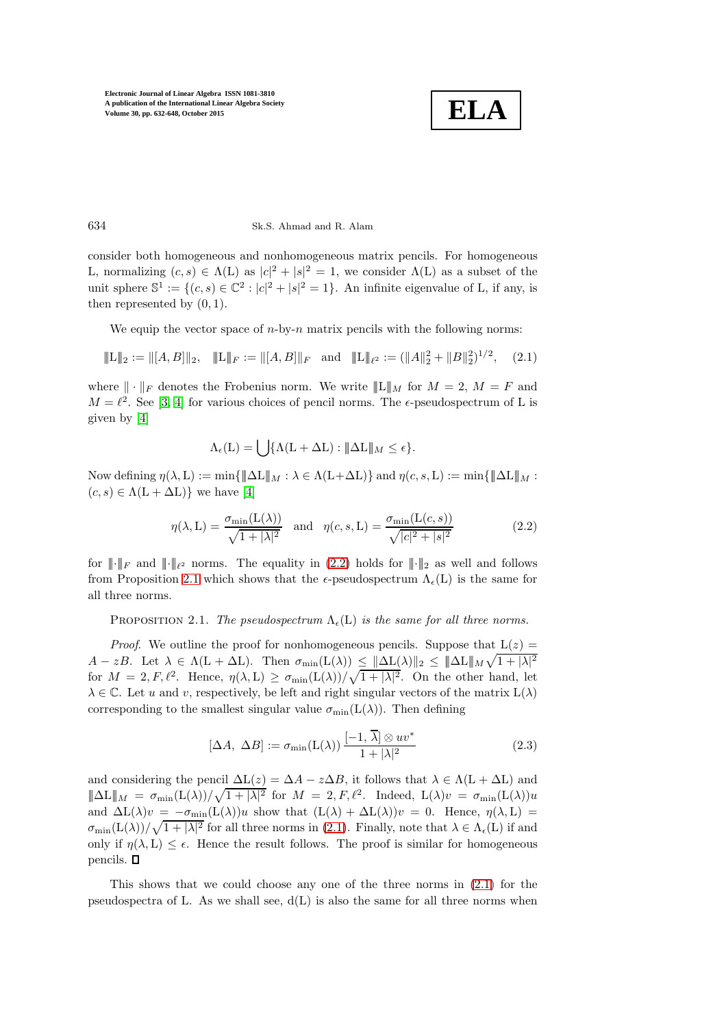consider both homogeneous and nonhomogeneous matrix pencils. For homogeneous L, normalizing $(c, s) \in \Lambda(\mathrm{L})$ as $|c|^2 + |s|^2 = 1$, we consider $\Lambda(\mathrm{L})$ as a subset of the unit sphere $\mathbb{S}^1 := \{(c, s) \in \mathbb{C}^2 : |c|^2 + |s|^2 = 1\}$. An infinite eigenvalue of L, if any, is then represented by $(0, 1)$.

We equip the vector space of $n$-by-$n$ matrix pencils with the following norms:

$$\|\mathrm{L}\|_2 := \|[A, B]\|_2, \quad \|\mathrm{L}\|_F := \|[A, B]\|_F \quad \text{and} \quad \|\mathrm{L}\|_{\ell^2} := (\|A\|_2^2 + \|B\|_2^2)^{1/2}, \tag{2.1}$$

where $\|\cdot\|_F$ denotes the Frobenius norm. We write $\|\mathrm{L}\|_M$ for $M = 2$, $M = F$ and $M = \ell^2$. See [3, 4] for various choices of pencil norms. The $\epsilon$-pseudospectrum of L is given by [4]

$$\Lambda_\epsilon(\mathrm{L}) = \bigcup \{\Lambda(\mathrm{L} + \Delta\mathrm{L}) : \|\Delta\mathrm{L}\|_M \le \epsilon\}.$$

Now defining $\eta(\lambda, \mathrm{L}) := \min\{\|\Delta\mathrm{L}\|_M : \lambda \in \Lambda(\mathrm{L}+\Delta\mathrm{L})\}$ and $\eta(c, s, \mathrm{L}) := \min\{\|\Delta\mathrm{L}\|_M : (c, s) \in \Lambda(\mathrm{L} + \Delta\mathrm{L})\}$ we have [4]

$$\eta(\lambda, \mathrm{L}) = \frac{\sigma_{\min}(\mathrm{L}(\lambda))}{\sqrt{1 + |\lambda|^2}} \quad \text{and} \quad \eta(c, s, \mathrm{L}) = \frac{\sigma_{\min}(\mathrm{L}(c, s))}{\sqrt{|c|^2 + |s|^2}} \tag{2.2}$$

for $\|\cdot\|_F$ and $\|\cdot\|_{\ell^2}$ norms. The equality in (2.2) holds for $\|\cdot\|_2$ as well and follows from Proposition 2.1 which shows that the $\epsilon$-pseudospectrum $\Lambda_\epsilon(\mathrm{L})$ is the same for all three norms.

Proposition 2.1. *The pseudospectrum $\Lambda_\epsilon(\mathrm{L})$ is the same for all three norms.*

*Proof.* We outline the proof for nonhomogeneous pencils. Suppose that $\mathrm{L}(z) = A - zB$. Let $\lambda \in \Lambda(\mathrm{L} + \Delta\mathrm{L})$. Then $\sigma_{\min}(\mathrm{L}(\lambda)) \le \|\Delta\mathrm{L}(\lambda)\|_2 \le \|\Delta\mathrm{L}\|_M \sqrt{1 + |\lambda|^2}$ for $M = 2, F, \ell^2$. Hence, $\eta(\lambda, \mathrm{L}) \ge \sigma_{\min}(\mathrm{L}(\lambda))/\sqrt{1 + |\lambda|^2}$. On the other hand, let $\lambda \in \mathbb{C}$. Let $u$ and $v$, respectively, be left and right singular vectors of the matrix $\mathrm{L}(\lambda)$ corresponding to the smallest singular value $\sigma_{\min}(\mathrm{L}(\lambda))$. Then defining

$$[\Delta A,\ \Delta B] := \sigma_{\min}(\mathrm{L}(\lambda)) \frac{[-1, \overline{\lambda}] \otimes uv^*}{1 + |\lambda|^2} \tag{2.3}$$

and considering the pencil $\Delta\mathrm{L}(z) = \Delta A - z\Delta B$, it follows that $\lambda \in \Lambda(\mathrm{L} + \Delta\mathrm{L})$ and $\|\Delta\mathrm{L}\|_M = \sigma_{\min}(\mathrm{L}(\lambda))/\sqrt{1 + |\lambda|^2}$ for $M = 2, F, \ell^2$. Indeed, $\mathrm{L}(\lambda)v = \sigma_{\min}(\mathrm{L}(\lambda))u$ and $\Delta\mathrm{L}(\lambda)v = -\sigma_{\min}(\mathrm{L}(\lambda))u$ show that $(\mathrm{L}(\lambda) + \Delta\mathrm{L}(\lambda))v = 0$. Hence, $\eta(\lambda, \mathrm{L}) = \sigma_{\min}(\mathrm{L}(\lambda))/\sqrt{1 + |\lambda|^2}$ for all three norms in (2.1). Finally, note that $\lambda \in \Lambda_\epsilon(\mathrm{L})$ if and only if $\eta(\lambda, \mathrm{L}) \le \epsilon$. Hence the result follows. The proof is similar for homogeneous pencils. $\square$

This shows that we could choose any one of the three norms in (2.1) for the pseudospectra of L. As we shall see, $\mathrm{d}(\mathrm{L})$ is also the same for all three norms when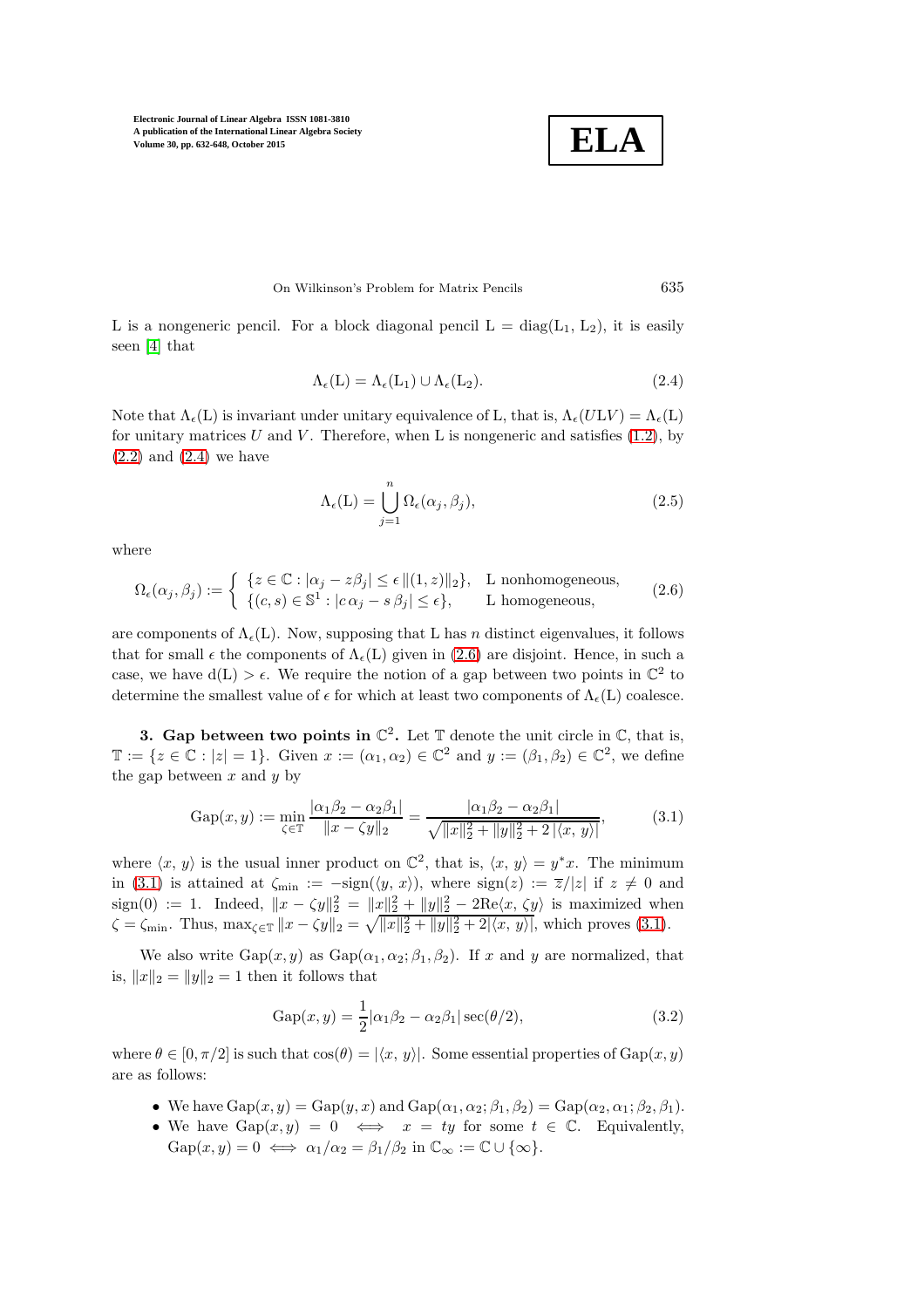L is a nongeneric pencil. For a block diagonal pencil $L = \mathrm{diag}(L_1, L_2)$, it is easily seen [4] that

$$\Lambda_\epsilon(L) = \Lambda_\epsilon(L_1) \cup \Lambda_\epsilon(L_2). \tag{2.4}$$

Note that $\Lambda_\epsilon(L)$ is invariant under unitary equivalence of L, that is, $\Lambda_\epsilon(ULV) = \Lambda_\epsilon(L)$ for unitary matrices $U$ and $V$. Therefore, when L is nongeneric and satisfies (1.2), by (2.2) and (2.4) we have

$$\Lambda_\epsilon(L) = \bigcup_{j=1}^{n} \Omega_\epsilon(\alpha_j, \beta_j), \tag{2.5}$$

where

$$\Omega_\epsilon(\alpha_j, \beta_j) := \begin{cases} \{z \in \mathbb{C} : |\alpha_j - z\beta_j| \le \epsilon \, \|(1, z)\|_2\}, & \text{L nonhomogeneous,} \\ \{(c, s) \in \mathbb{S}^1 : |c\,\alpha_j - s\,\beta_j| \le \epsilon\}, & \text{L homogeneous,} \end{cases} \tag{2.6}$$

are components of $\Lambda_\epsilon(L)$. Now, supposing that L has $n$ distinct eigenvalues, it follows that for small $\epsilon$ the components of $\Lambda_\epsilon(L)$ given in (2.6) are disjoint. Hence, in such a case, we have $d(L) > \epsilon$. We require the notion of a gap between two points in $\mathbb{C}^2$ to determine the smallest value of $\epsilon$ for which at least two components of $\Lambda_\epsilon(L)$ coalesce.

## 3. Gap between two points in $\mathbb{C}^2$.

Let $\mathbb{T}$ denote the unit circle in $\mathbb{C}$, that is, $\mathbb{T} := \{z \in \mathbb{C} : |z| = 1\}$. Given $x := (\alpha_1, \alpha_2) \in \mathbb{C}^2$ and $y := (\beta_1, \beta_2) \in \mathbb{C}^2$, we define the gap between $x$ and $y$ by

$$\mathrm{Gap}(x, y) := \min_{\zeta \in \mathbb{T}} \frac{|\alpha_1\beta_2 - \alpha_2\beta_1|}{\|x - \zeta y\|_2} = \frac{|\alpha_1\beta_2 - \alpha_2\beta_1|}{\sqrt{\|x\|_2^2 + \|y\|_2^2 + 2\,|\langle x, y\rangle|}}, \tag{3.1}$$

where $\langle x, y\rangle$ is the usual inner product on $\mathbb{C}^2$, that is, $\langle x, y\rangle = y^*x$. The minimum in (3.1) is attained at $\zeta_{\min} := -\mathrm{sign}(\langle y, x\rangle)$, where $\mathrm{sign}(z) := \overline{z}/|z|$ if $z \neq 0$ and $\mathrm{sign}(0) := 1$. Indeed, $\|x - \zeta y\|_2^2 = \|x\|_2^2 + \|y\|_2^2 - 2\mathrm{Re}\langle x, \zeta y\rangle$ is maximized when $\zeta = \zeta_{\min}$. Thus, $\max_{\zeta \in \mathbb{T}} \|x - \zeta y\|_2 = \sqrt{\|x\|_2^2 + \|y\|_2^2 + 2|\langle x, y\rangle|}$, which proves (3.1).

We also write $\mathrm{Gap}(x, y)$ as $\mathrm{Gap}(\alpha_1, \alpha_2; \beta_1, \beta_2)$. If $x$ and $y$ are normalized, that is, $\|x\|_2 = \|y\|_2 = 1$ then it follows that

$$\mathrm{Gap}(x, y) = \frac{1}{2}|\alpha_1\beta_2 - \alpha_2\beta_1| \sec(\theta/2), \tag{3.2}$$

where $\theta \in [0, \pi/2]$ is such that $\cos(\theta) = |\langle x, y\rangle|$. Some essential properties of $\mathrm{Gap}(x, y)$ are as follows:

- We have $\mathrm{Gap}(x, y) = \mathrm{Gap}(y, x)$ and $\mathrm{Gap}(\alpha_1, \alpha_2; \beta_1, \beta_2) = \mathrm{Gap}(\alpha_2, \alpha_1; \beta_2, \beta_1)$.
- We have $\mathrm{Gap}(x, y) = 0 \iff x = ty$ for some $t \in \mathbb{C}$. Equivalently, $\mathrm{Gap}(x, y) = 0 \iff \alpha_1/\alpha_2 = \beta_1/\beta_2$ in $\mathbb{C}_\infty := \mathbb{C} \cup \{\infty\}$.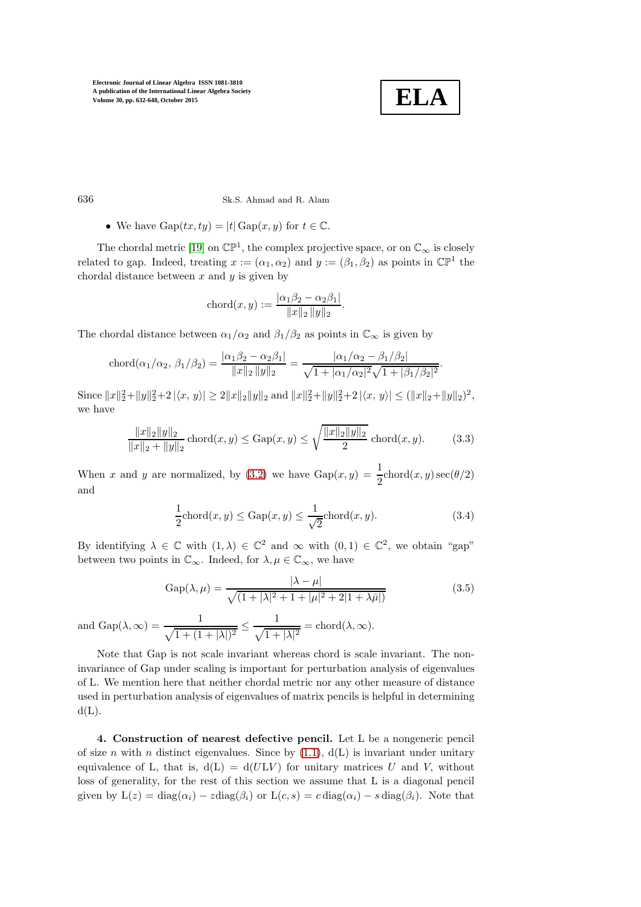- We have $\mathrm{Gap}(tx, ty) = |t|\,\mathrm{Gap}(x, y)$ for $t \in \mathbb{C}$.

The chordal metric [19] on $\mathbb{CP}^1$, the complex projective space, or on $\mathbb{C}_\infty$ is closely related to gap. Indeed, treating $x := (\alpha_1, \alpha_2)$ and $y := (\beta_1, \beta_2)$ as points in $\mathbb{CP}^1$ the chordal distance between $x$ and $y$ is given by

$$\mathrm{chord}(x, y) := \frac{|\alpha_1\beta_2 - \alpha_2\beta_1|}{\|x\|_2\,\|y\|_2}.$$

The chordal distance between $\alpha_1/\alpha_2$ and $\beta_1/\beta_2$ as points in $\mathbb{C}_\infty$ is given by

$$\mathrm{chord}(\alpha_1/\alpha_2,\ \beta_1/\beta_2) = \frac{|\alpha_1\beta_2 - \alpha_2\beta_1|}{\|x\|_2\,\|y\|_2} = \frac{|\alpha_1/\alpha_2 - \beta_1/\beta_2|}{\sqrt{1 + |\alpha_1/\alpha_2|^2}\sqrt{1 + |\beta_1/\beta_2|^2}}.$$

Since $\|x\|_2^2 + \|y\|_2^2 + 2\,|\langle x,\, y\rangle| \geq 2\|x\|_2\|y\|_2$ and $\|x\|_2^2 + \|y\|_2^2 + 2\,|\langle x,\, y\rangle| \leq (\|x\|_2 + \|y\|_2)^2$, we have

$$\frac{\|x\|_2\|y\|_2}{\|x\|_2 + \|y\|_2}\,\mathrm{chord}(x, y) \leq \mathrm{Gap}(x, y) \leq \sqrt{\frac{\|x\|_2\|y\|_2}{2}}\,\mathrm{chord}(x, y). \tag{3.3}$$

When $x$ and $y$ are normalized, by (3.2) we have $\mathrm{Gap}(x, y) = \dfrac{1}{2}\mathrm{chord}(x, y)\sec(\theta/2)$ and

$$\frac{1}{2}\mathrm{chord}(x, y) \leq \mathrm{Gap}(x, y) \leq \frac{1}{\sqrt{2}}\mathrm{chord}(x, y). \tag{3.4}$$

By identifying $\lambda \in \mathbb{C}$ with $(1, \lambda) \in \mathbb{C}^2$ and $\infty$ with $(0, 1) \in \mathbb{C}^2$, we obtain "gap" between two points in $\mathbb{C}_\infty$. Indeed, for $\lambda, \mu \in \mathbb{C}_\infty$, we have

$$\mathrm{Gap}(\lambda, \mu) = \frac{|\lambda - \mu|}{\sqrt{(1 + |\lambda|^2 + 1 + |\mu|^2 + 2|1 + \lambda\bar{\mu}|)}} \tag{3.5}$$

and $\mathrm{Gap}(\lambda, \infty) = \dfrac{1}{\sqrt{1 + (1 + |\lambda|)^2}} \leq \dfrac{1}{\sqrt{1 + |\lambda|^2}} = \mathrm{chord}(\lambda, \infty).$

Note that Gap is not scale invariant whereas chord is scale invariant. The non-invariance of Gap under scaling is important for perturbation analysis of eigenvalues of L. We mention here that neither chordal metric nor any other measure of distance used in perturbation analysis of eigenvalues of matrix pencils is helpful in determining $\mathrm{d}(\mathrm{L})$.

**4. Construction of nearest defective pencil.** Let L be a nongeneric pencil of size $n$ with $n$ distinct eigenvalues. Since by (1.1), $\mathrm{d}(\mathrm{L})$ is invariant under unitary equivalence of L, that is, $\mathrm{d}(\mathrm{L}) = \mathrm{d}(U\mathrm{L}V)$ for unitary matrices $U$ and $V$, without loss of generality, for the rest of this section we assume that L is a diagonal pencil given by $\mathrm{L}(z) = \mathrm{diag}(\alpha_i) - z\mathrm{diag}(\beta_i)$ or $\mathrm{L}(c, s) = c\,\mathrm{diag}(\alpha_i) - s\,\mathrm{diag}(\beta_i)$. Note that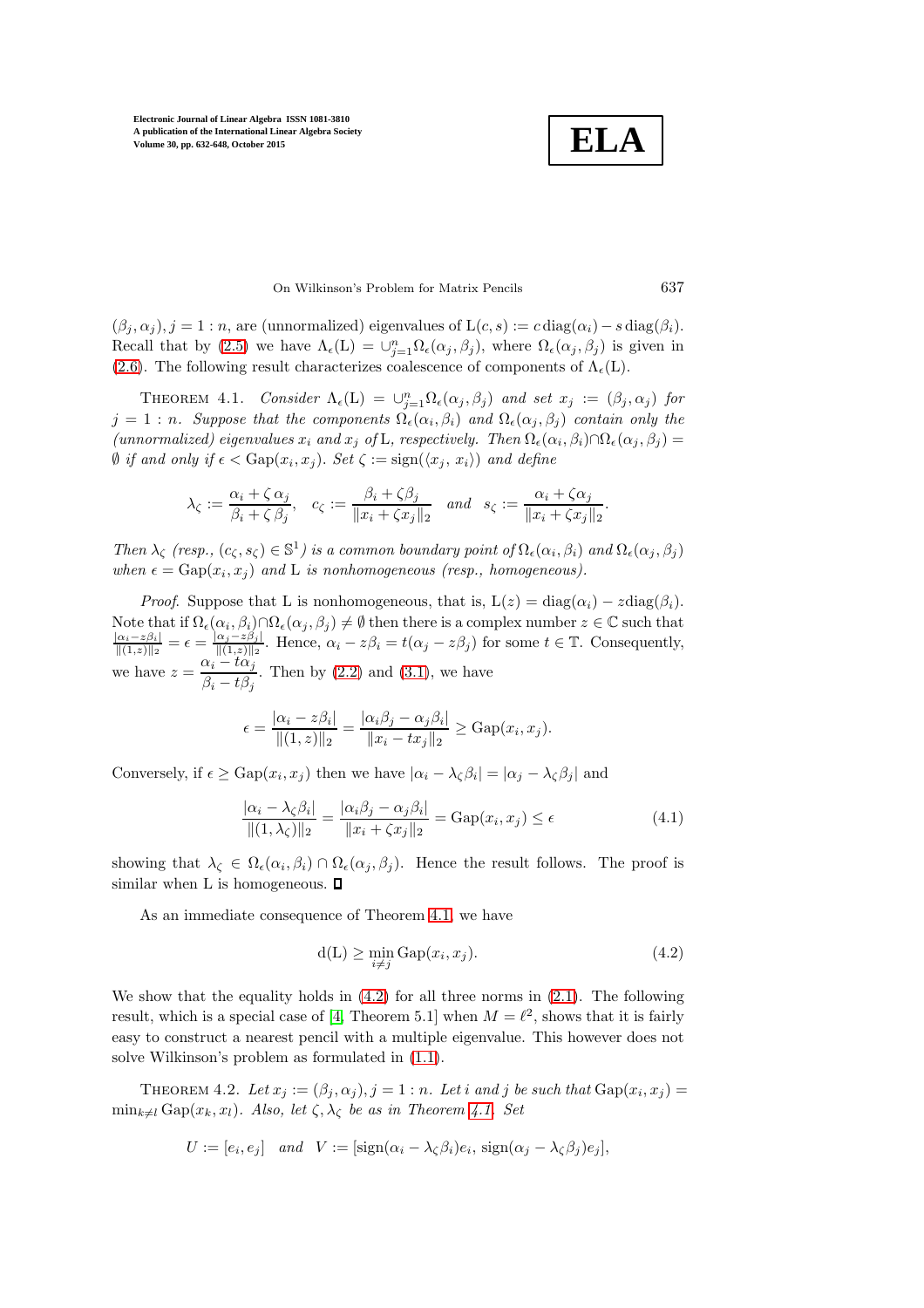$(\beta_j, \alpha_j), j = 1 : n$, are (unnormalized) eigenvalues of $\mathrm{L}(c, s) := c\,\mathrm{diag}(\alpha_i) - s\,\mathrm{diag}(\beta_i)$. Recall that by (2.5) we have $\Lambda_\epsilon(\mathrm{L}) = \cup_{j=1}^n \Omega_\epsilon(\alpha_j, \beta_j)$, where $\Omega_\epsilon(\alpha_j, \beta_j)$ is given in (2.6). The following result characterizes coalescence of components of $\Lambda_\epsilon(\mathrm{L})$.

Theorem 4.1. *Consider $\Lambda_\epsilon(\mathrm{L}) = \cup_{j=1}^n \Omega_\epsilon(\alpha_j, \beta_j)$ and set $x_j := (\beta_j, \alpha_j)$ for $j = 1 : n$. Suppose that the components $\Omega_\epsilon(\alpha_i, \beta_i)$ and $\Omega_\epsilon(\alpha_j, \beta_j)$ contain only the (unnormalized) eigenvalues $x_i$ and $x_j$ of* L*, respectively. Then $\Omega_\epsilon(\alpha_i, \beta_i) \cap \Omega_\epsilon(\alpha_j, \beta_j) = \emptyset$ if and only if $\epsilon < \mathrm{Gap}(x_i, x_j)$. Set $\zeta := \mathrm{sign}(\langle x_j, x_i\rangle)$ and define*

$$\lambda_\zeta := \frac{\alpha_i + \zeta\,\alpha_j}{\beta_i + \zeta\,\beta_j}, \quad c_\zeta := \frac{\beta_i + \zeta\beta_j}{\|x_i + \zeta x_j\|_2} \quad \text{and} \quad s_\zeta := \frac{\alpha_i + \zeta\alpha_j}{\|x_i + \zeta x_j\|_2}.$$

*Then $\lambda_\zeta$ (resp., $(c_\zeta, s_\zeta) \in \mathbb{S}^1$) is a common boundary point of $\Omega_\epsilon(\alpha_i, \beta_i)$ and $\Omega_\epsilon(\alpha_j, \beta_j)$ when $\epsilon = \mathrm{Gap}(x_i, x_j)$ and* L *is nonhomogeneous (resp., homogeneous).*

*Proof.* Suppose that L is nonhomogeneous, that is, $\mathrm{L}(z) = \mathrm{diag}(\alpha_i) - z\mathrm{diag}(\beta_i)$. Note that if $\Omega_\epsilon(\alpha_i, \beta_i) \cap \Omega_\epsilon(\alpha_j, \beta_j) \neq \emptyset$ then there is a complex number $z \in \mathbb{C}$ such that $\frac{|\alpha_i - z\beta_i|}{\|(1,z)\|_2} = \epsilon = \frac{|\alpha_j - z\beta_j|}{\|(1,z)\|_2}$. Hence, $\alpha_i - z\beta_i = t(\alpha_j - z\beta_j)$ for some $t \in \mathbb{T}$. Consequently, we have $z = \dfrac{\alpha_i - t\alpha_j}{\beta_i - t\beta_j}$. Then by (2.2) and (3.1), we have

$$\epsilon = \frac{|\alpha_i - z\beta_i|}{\|(1,z)\|_2} = \frac{|\alpha_i\beta_j - \alpha_j\beta_i|}{\|x_i - tx_j\|_2} \geq \mathrm{Gap}(x_i, x_j).$$

Conversely, if $\epsilon \geq \mathrm{Gap}(x_i, x_j)$ then we have $|\alpha_i - \lambda_\zeta\beta_i| = |\alpha_j - \lambda_\zeta\beta_j|$ and

$$\frac{|\alpha_i - \lambda_\zeta\beta_i|}{\|(1, \lambda_\zeta)\|_2} = \frac{|\alpha_i\beta_j - \alpha_j\beta_i|}{\|x_i + \zeta x_j\|_2} = \mathrm{Gap}(x_i, x_j) \leq \epsilon \tag{4.1}$$

showing that $\lambda_\zeta \in \Omega_\epsilon(\alpha_i, \beta_i) \cap \Omega_\epsilon(\alpha_j, \beta_j)$. Hence the result follows. The proof is similar when L is homogeneous. ∎

As an immediate consequence of Theorem 4.1, we have

$$\mathrm{d(L)} \geq \min_{i \neq j} \mathrm{Gap}(x_i, x_j). \tag{4.2}$$

We show that the equality holds in (4.2) for all three norms in (2.1). The following result, which is a special case of [4, Theorem 5.1] when $M = \ell^2$, shows that it is fairly easy to construct a nearest pencil with a multiple eigenvalue. This however does not solve Wilkinson's problem as formulated in (1.1).

Theorem 4.2. *Let $x_j := (\beta_j, \alpha_j), j = 1 : n$. Let $i$ and $j$ be such that $\mathrm{Gap}(x_i, x_j) = \min_{k \neq l} \mathrm{Gap}(x_k, x_l)$. Also, let $\zeta, \lambda_\zeta$ be as in Theorem 4.1. Set*

$$U := [e_i, e_j] \quad \text{and} \quad V := [\mathrm{sign}(\alpha_i - \lambda_\zeta\beta_i)e_i,\, \mathrm{sign}(\alpha_j - \lambda_\zeta\beta_j)e_j],$$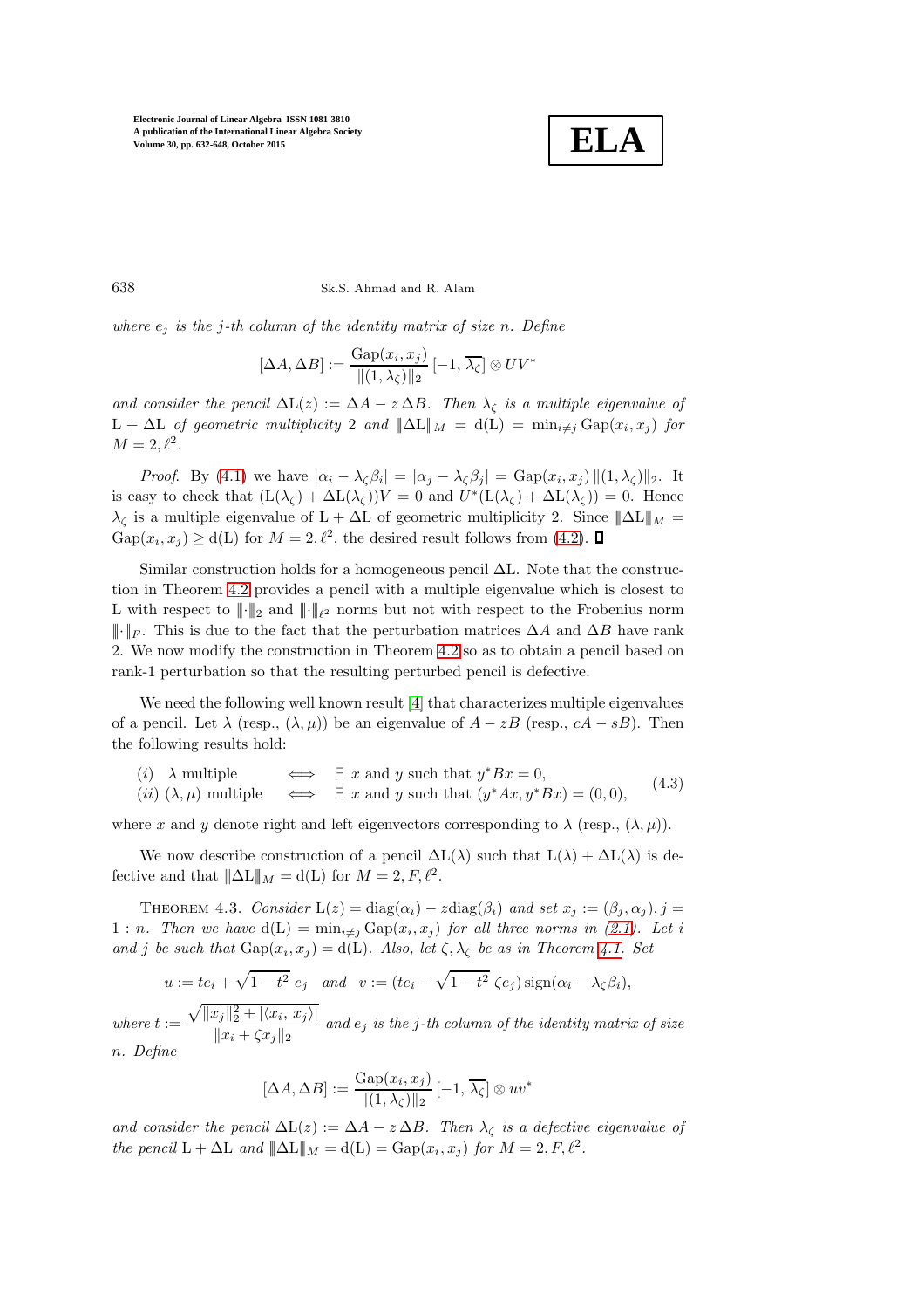*where $e_j$ is the j-th column of the identity matrix of size n. Define*

$$[\Delta A, \Delta B] := \frac{\mathrm{Gap}(x_i, x_j)}{\|(1, \lambda_\zeta)\|_2} [-1, \overline{\lambda_\zeta}] \otimes UV^*$$

*and consider the pencil $\Delta \mathrm{L}(z) := \Delta A - z\,\Delta B$. Then $\lambda_\zeta$ is a multiple eigenvalue of $\mathrm{L} + \Delta\mathrm{L}$ of geometric multiplicity 2 and $\|\Delta \mathrm{L}\|_M = \mathrm{d}(\mathrm{L}) = \min_{i\neq j} \mathrm{Gap}(x_i, x_j)$ for $M = 2, \ell^2$.*

*Proof.* By (4.1) we have $|\alpha_i - \lambda_\zeta \beta_i| = |\alpha_j - \lambda_\zeta \beta_j| = \mathrm{Gap}(x_i, x_j)\, \|(1, \lambda_\zeta)\|_2$. It is easy to check that $(\mathrm{L}(\lambda_\zeta) + \Delta\mathrm{L}(\lambda_\zeta))V = 0$ and $U^*(\mathrm{L}(\lambda_\zeta) + \Delta\mathrm{L}(\lambda_\zeta)) = 0$. Hence $\lambda_\zeta$ is a multiple eigenvalue of $\mathrm{L} + \Delta\mathrm{L}$ of geometric multiplicity 2. Since $\|\Delta\mathrm{L}\|_M = \mathrm{Gap}(x_i, x_j) \geq \mathrm{d}(\mathrm{L})$ for $M = 2, \ell^2$, the desired result follows from (4.2). ∎

Similar construction holds for a homogeneous pencil $\Delta\mathrm{L}$. Note that the construction in Theorem 4.2 provides a pencil with a multiple eigenvalue which is closest to L with respect to $\|\!|\cdot|\!\|_2$ and $\|\!|\cdot|\!\|_{\ell^2}$ norms but not with respect to the Frobenius norm $\|\!|\cdot|\!\|_F$. This is due to the fact that the perturbation matrices $\Delta A$ and $\Delta B$ have rank 2. We now modify the construction in Theorem 4.2 so as to obtain a pencil based on rank-1 perturbation so that the resulting perturbed pencil is defective.

We need the following well known result [4] that characterizes multiple eigenvalues of a pencil. Let $\lambda$ (resp., $(\lambda, \mu)$) be an eigenvalue of $A - zB$ (resp., $cA - sB$). Then the following results hold:

$$\begin{array}{lll} (i)\ \ \lambda \text{ multiple} & \Longleftrightarrow & \exists\ x \text{ and } y \text{ such that } y^*Bx = 0, \\ (ii)\ (\lambda, \mu) \text{ multiple} & \Longleftrightarrow & \exists\ x \text{ and } y \text{ such that } (y^*Ax, y^*Bx) = (0, 0), \end{array} \tag{4.3}$$

where $x$ and $y$ denote right and left eigenvectors corresponding to $\lambda$ (resp., $(\lambda, \mu)$).

We now describe construction of a pencil $\Delta\mathrm{L}(\lambda)$ such that $\mathrm{L}(\lambda) + \Delta\mathrm{L}(\lambda)$ is defective and that $\|\Delta\mathrm{L}\|_M = \mathrm{d}(\mathrm{L})$ for $M = 2, F, \ell^2$.

THEOREM 4.3. *Consider $\mathrm{L}(z) = \mathrm{diag}(\alpha_i) - z\mathrm{diag}(\beta_i)$ and set $x_j := (\beta_j, \alpha_j), j = 1:n$. Then we have $\mathrm{d}(\mathrm{L}) = \min_{i\neq j} \mathrm{Gap}(x_i, x_j)$ for all three norms in (2.1). Let $i$ and $j$ be such that $\mathrm{Gap}(x_i, x_j) = \mathrm{d}(\mathrm{L})$. Also, let $\zeta, \lambda_\zeta$ be as in Theorem 4.1. Set*

$$u := te_i + \sqrt{1-t^2}\, e_j \quad \textit{and} \quad v := (te_i - \sqrt{1-t^2}\, \zeta e_j)\, \mathrm{sign}(\alpha_i - \lambda_\zeta \beta_i),$$

*where $t := \dfrac{\sqrt{\|x_j\|_2^2 + |\langle x_i, x_j\rangle|}}{\|x_i + \zeta x_j\|_2}$ and $e_j$ is the j-th column of the identity matrix of size n. Define*

$$[\Delta A, \Delta B] := \frac{\mathrm{Gap}(x_i, x_j)}{\|(1, \lambda_\zeta)\|_2} [-1, \overline{\lambda_\zeta}] \otimes uv^*$$

*and consider the pencil $\Delta\mathrm{L}(z) := \Delta A - z\,\Delta B$. Then $\lambda_\zeta$ is a defective eigenvalue of the pencil $\mathrm{L} + \Delta\mathrm{L}$ and $\|\Delta\mathrm{L}\|_M = \mathrm{d}(\mathrm{L}) = \mathrm{Gap}(x_i, x_j)$ for $M = 2, F, \ell^2$.*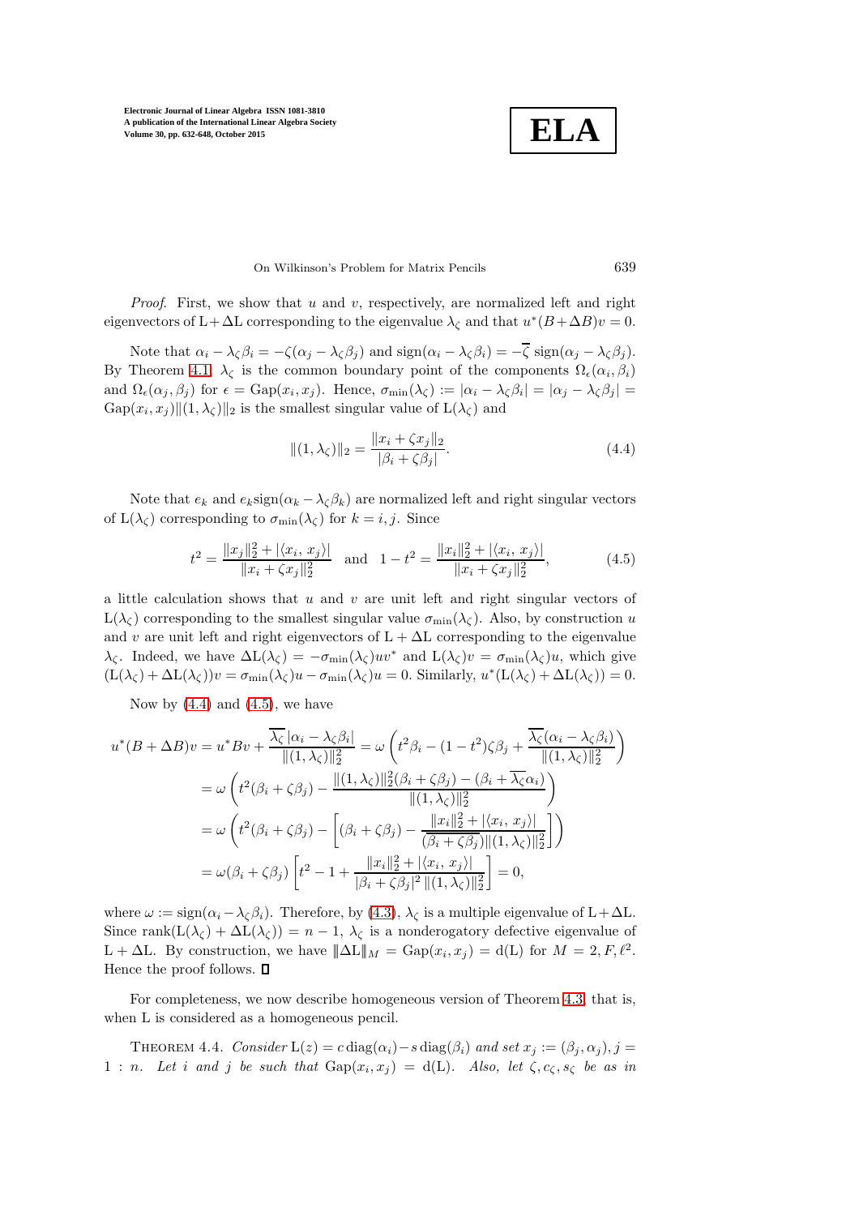*Proof.* First, we show that $u$ and $v$, respectively, are normalized left and right eigenvectors of $\mathrm{L}+\Delta\mathrm{L}$ corresponding to the eigenvalue $\lambda_\zeta$ and that $u^*(B+\Delta B)v = 0$.

Note that $\alpha_i - \lambda_\zeta\beta_i = -\zeta(\alpha_j - \lambda_\zeta\beta_j)$ and $\mathrm{sign}(\alpha_i - \lambda_\zeta\beta_i) = -\overline{\zeta}\,\mathrm{sign}(\alpha_j - \lambda_\zeta\beta_j)$. By Theorem 4.1, $\lambda_\zeta$ is the common boundary point of the components $\Omega_\epsilon(\alpha_i,\beta_i)$ and $\Omega_\epsilon(\alpha_j,\beta_j)$ for $\epsilon = \mathrm{Gap}(x_i,x_j)$. Hence, $\sigma_{\min}(\lambda_\zeta) := |\alpha_i - \lambda_\zeta\beta_i| = |\alpha_j - \lambda_\zeta\beta_j| = \mathrm{Gap}(x_i,x_j)\|(1,\lambda_\zeta)\|_2$ is the smallest singular value of $\mathrm{L}(\lambda_\zeta)$ and

$$\|(1,\lambda_\zeta)\|_2 = \frac{\|x_i + \zeta x_j\|_2}{|\beta_i + \zeta\beta_j|}. \tag{4.4}$$

Note that $e_k$ and $e_k\mathrm{sign}(\alpha_k - \lambda_\zeta\beta_k)$ are normalized left and right singular vectors of $\mathrm{L}(\lambda_\zeta)$ corresponding to $\sigma_{\min}(\lambda_\zeta)$ for $k = i,j$. Since

$$t^2 = \frac{\|x_j\|_2^2 + |\langle x_i,\, x_j\rangle|}{\|x_i + \zeta x_j\|_2^2} \quad \text{and} \quad 1 - t^2 = \frac{\|x_i\|_2^2 + |\langle x_i,\, x_j\rangle|}{\|x_i + \zeta x_j\|_2^2}, \tag{4.5}$$

a little calculation shows that $u$ and $v$ are unit left and right singular vectors of $\mathrm{L}(\lambda_\zeta)$ corresponding to the smallest singular value $\sigma_{\min}(\lambda_\zeta)$. Also, by construction $u$ and $v$ are unit left and right eigenvectors of $\mathrm{L}+\Delta\mathrm{L}$ corresponding to the eigenvalue $\lambda_\zeta$. Indeed, we have $\Delta\mathrm{L}(\lambda_\zeta) = -\sigma_{\min}(\lambda_\zeta)uv^*$ and $\mathrm{L}(\lambda_\zeta)v = \sigma_{\min}(\lambda_\zeta)u$, which give $(\mathrm{L}(\lambda_\zeta) + \Delta\mathrm{L}(\lambda_\zeta))v = \sigma_{\min}(\lambda_\zeta)u - \sigma_{\min}(\lambda_\zeta)u = 0$. Similarly, $u^*(\mathrm{L}(\lambda_\zeta) + \Delta\mathrm{L}(\lambda_\zeta)) = 0$.

Now by (4.4) and (4.5), we have

$$\begin{aligned}
u^*(B+\Delta B)v &= u^*Bv + \frac{\overline{\lambda_\zeta}\,|\alpha_i - \lambda_\zeta\beta_i|}{\|(1,\lambda_\zeta)\|_2^2} = \omega\left(t^2\beta_i - (1-t^2)\zeta\beta_j + \frac{\overline{\lambda_\zeta}(\alpha_i - \lambda_\zeta\beta_i)}{\|(1,\lambda_\zeta)\|_2^2}\right)\\
&= \omega\left(t^2(\beta_i + \zeta\beta_j) - \frac{\|(1,\lambda_\zeta)\|_2^2(\beta_i + \zeta\beta_j) - (\beta_i + \overline{\lambda_\zeta}\alpha_i)}{\|(1,\lambda_\zeta)\|_2^2}\right)\\
&= \omega\left(t^2(\beta_i + \zeta\beta_j) - \left[(\beta_i + \zeta\beta_j) - \frac{\|x_i\|_2^2 + |\langle x_i,\, x_j\rangle|}{\overline{(\beta_i + \zeta\beta_j)}\|(1,\lambda_\zeta)\|_2^2}\right]\right)\\
&= \omega(\beta_i + \zeta\beta_j)\left[t^2 - 1 + \frac{\|x_i\|_2^2 + |\langle x_i,\, x_j\rangle|}{|\beta_i + \zeta\beta_j|^2\,\|(1,\lambda_\zeta)\|_2^2}\right] = 0,
\end{aligned}$$

where $\omega := \mathrm{sign}(\alpha_i - \lambda_\zeta\beta_i)$. Therefore, by (4.3), $\lambda_\zeta$ is a multiple eigenvalue of $\mathrm{L}+\Delta\mathrm{L}$. Since $\mathrm{rank}(\mathrm{L}(\lambda_\zeta) + \Delta\mathrm{L}(\lambda_\zeta)) = n-1$, $\lambda_\zeta$ is a nonderogatory defective eigenvalue of $\mathrm{L}+\Delta\mathrm{L}$. By construction, we have $|||\Delta\mathrm{L}|||_M = \mathrm{Gap}(x_i,x_j) = \mathrm{d}(\mathrm{L})$ for $M = 2, F, \ell^2$. Hence the proof follows. $\square$

For completeness, we now describe homogeneous version of Theorem 4.3, that is, when L is considered as a homogeneous pencil.

Theorem 4.4. *Consider* $\mathrm{L}(z) = c\,\mathrm{diag}(\alpha_i) - s\,\mathrm{diag}(\beta_i)$ *and set* $x_j := (\beta_j, \alpha_j)$, $j = 1:n$. *Let* $i$ *and* $j$ *be such that* $\mathrm{Gap}(x_i,x_j) = \mathrm{d}(\mathrm{L})$. *Also, let* $\zeta, c_\zeta, s_\zeta$ *be as in*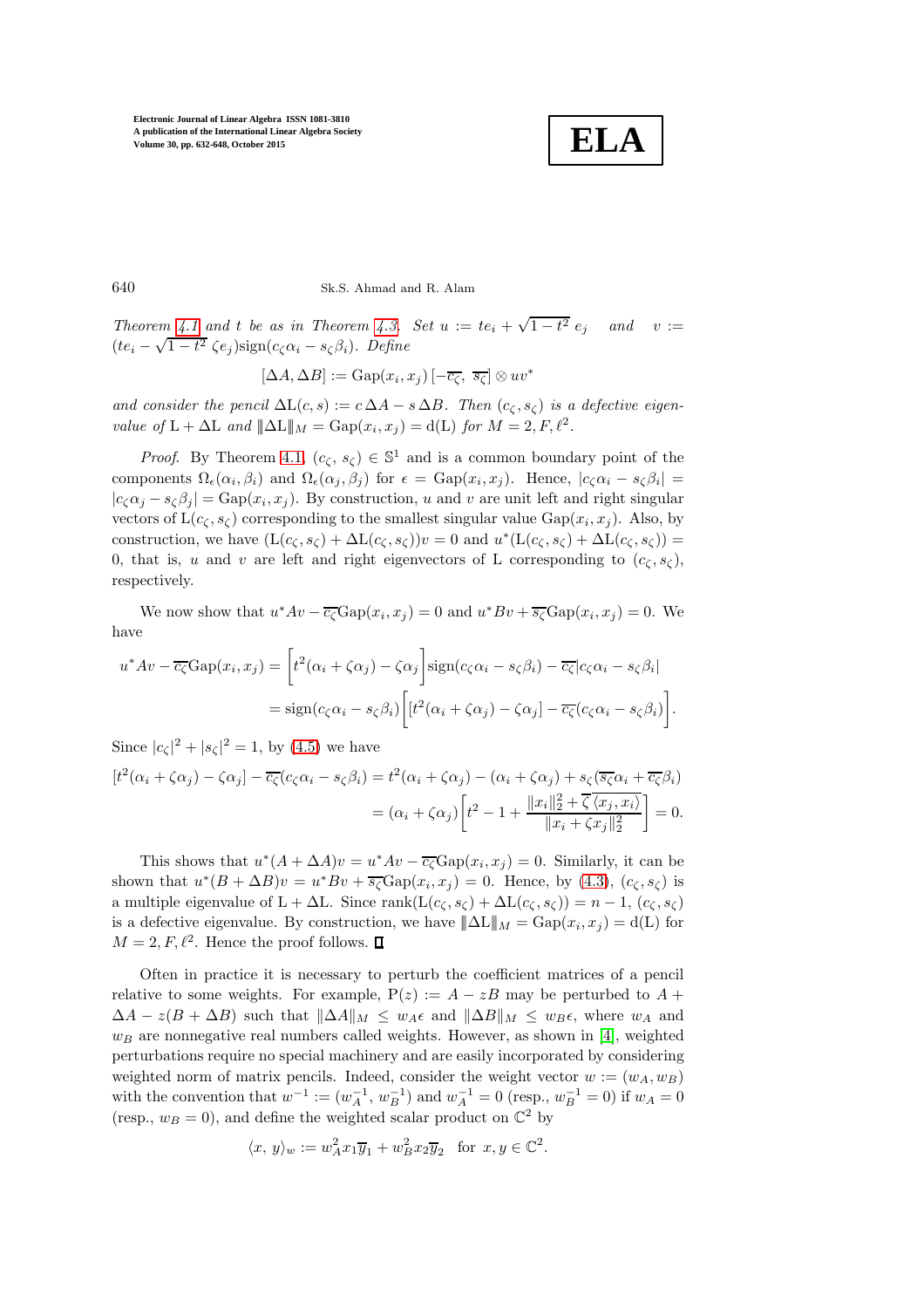*Theorem 4.1 and $t$ be as in Theorem 4.3. Set $u := te_i + \sqrt{1-t^2}\, e_j$ and $v := (te_i - \sqrt{1-t^2}\, \zeta e_j)\operatorname{sign}(c_\zeta \alpha_i - s_\zeta \beta_i)$. Define*

$$[\Delta A, \Delta B] := \operatorname{Gap}(x_i, x_j)\, [-\overline{c_\zeta},\ \overline{s_\zeta}] \otimes uv^*$$

*and consider the pencil $\Delta \mathrm{L}(c,s) := c\,\Delta A - s\,\Delta B$. Then $(c_\zeta, s_\zeta)$ is a defective eigenvalue of $\mathrm{L} + \Delta\mathrm{L}$ and $|\!|\!|\Delta \mathrm{L}|\!|\!|_M = \operatorname{Gap}(x_i, x_j) = \mathrm{d}(\mathrm{L})$ for $M = 2, F, \ell^2$.*

*Proof.* By Theorem 4.1, $(c_\zeta,\, s_\zeta) \in \mathbb{S}^1$ and is a common boundary point of the components $\Omega_\epsilon(\alpha_i, \beta_i)$ and $\Omega_\epsilon(\alpha_j, \beta_j)$ for $\epsilon = \operatorname{Gap}(x_i, x_j)$. Hence, $|c_\zeta \alpha_i - s_\zeta \beta_i| = |c_\zeta \alpha_j - s_\zeta \beta_j| = \operatorname{Gap}(x_i, x_j)$. By construction, $u$ and $v$ are unit left and right singular vectors of $\mathrm{L}(c_\zeta, s_\zeta)$ corresponding to the smallest singular value $\operatorname{Gap}(x_i, x_j)$. Also, by construction, we have $(\mathrm{L}(c_\zeta, s_\zeta) + \Delta \mathrm{L}(c_\zeta, s_\zeta))v = 0$ and $u^*(\mathrm{L}(c_\zeta, s_\zeta) + \Delta\mathrm{L}(c_\zeta, s_\zeta)) = 0$, that is, $u$ and $v$ are left and right eigenvectors of L corresponding to $(c_\zeta, s_\zeta)$, respectively.

We now show that $u^*Av - \overline{c_\zeta}\operatorname{Gap}(x_i, x_j) = 0$ and $u^*Bv + \overline{s_\zeta}\operatorname{Gap}(x_i, x_j) = 0$. We have

$$\begin{aligned} u^*Av - \overline{c_\zeta}\operatorname{Gap}(x_i, x_j) &= \left[t^2(\alpha_i + \zeta\alpha_j) - \zeta\alpha_j\right]\operatorname{sign}(c_\zeta \alpha_i - s_\zeta\beta_i) - \overline{c_\zeta}|c_\zeta\alpha_i - s_\zeta\beta_i| \\ &= \operatorname{sign}(c_\zeta\alpha_i - s_\zeta\beta_i)\left[[t^2(\alpha_i + \zeta\alpha_j) - \zeta\alpha_j] - \overline{c_\zeta}(c_\zeta\alpha_i - s_\zeta\beta_i)\right]. \end{aligned}$$

Since $|c_\zeta|^2 + |s_\zeta|^2 = 1$, by (4.5) we have

$$\begin{aligned} [t^2(\alpha_i + \zeta\alpha_j) - \zeta\alpha_j] - \overline{c_\zeta}(c_\zeta\alpha_i - s_\zeta\beta_i) &= t^2(\alpha_i + \zeta\alpha_j) - (\alpha_i + \zeta\alpha_j) + s_\zeta(\overline{s_\zeta}\alpha_i + \overline{c_\zeta}\beta_i) \\ &= (\alpha_i + \zeta\alpha_j)\left[t^2 - 1 + \frac{\|x_i\|_2^2 + \overline{\zeta}\,\overline{\langle x_j, x_i\rangle}}{\|x_i + \zeta x_j\|_2^2}\right] = 0. \end{aligned}$$

This shows that $u^*(A + \Delta A)v = u^*Av - \overline{c_\zeta}\operatorname{Gap}(x_i, x_j) = 0$. Similarly, it can be shown that $u^*(B + \Delta B)v = u^*Bv + \overline{s_\zeta}\operatorname{Gap}(x_i, x_j) = 0$. Hence, by (4.3), $(c_\zeta, s_\zeta)$ is a multiple eigenvalue of $\mathrm{L} + \Delta\mathrm{L}$. Since $\operatorname{rank}(\mathrm{L}(c_\zeta, s_\zeta) + \Delta\mathrm{L}(c_\zeta, s_\zeta)) = n - 1$, $(c_\zeta, s_\zeta)$ is a defective eigenvalue. By construction, we have $|\!|\!|\Delta\mathrm{L}|\!|\!|_M = \operatorname{Gap}(x_i, x_j) = \mathrm{d}(\mathrm{L})$ for $M = 2, F, \ell^2$. Hence the proof follows. ∎

Often in practice it is necessary to perturb the coefficient matrices of a pencil relative to some weights. For example, $\mathrm{P}(z) := A - zB$ may be perturbed to $A + \Delta A - z(B + \Delta B)$ such that $\|\Delta A\|_M \le w_A \epsilon$ and $\|\Delta B\|_M \le w_B \epsilon$, where $w_A$ and $w_B$ are nonnegative real numbers called weights. However, as shown in [4], weighted perturbations require no special machinery and are easily incorporated by considering weighted norm of matrix pencils. Indeed, consider the weight vector $w := (w_A, w_B)$ with the convention that $w^{-1} := (w_A^{-1},\, w_B^{-1})$ and $w_A^{-1} = 0$ (resp., $w_B^{-1} = 0$) if $w_A = 0$ (resp., $w_B = 0$), and define the weighted scalar product on $\mathbb{C}^2$ by

$$\langle x,\, y\rangle_w := w_A^2 x_1 \overline{y}_1 + w_B^2 x_2 \overline{y}_2 \quad \text{for } x, y \in \mathbb{C}^2.$$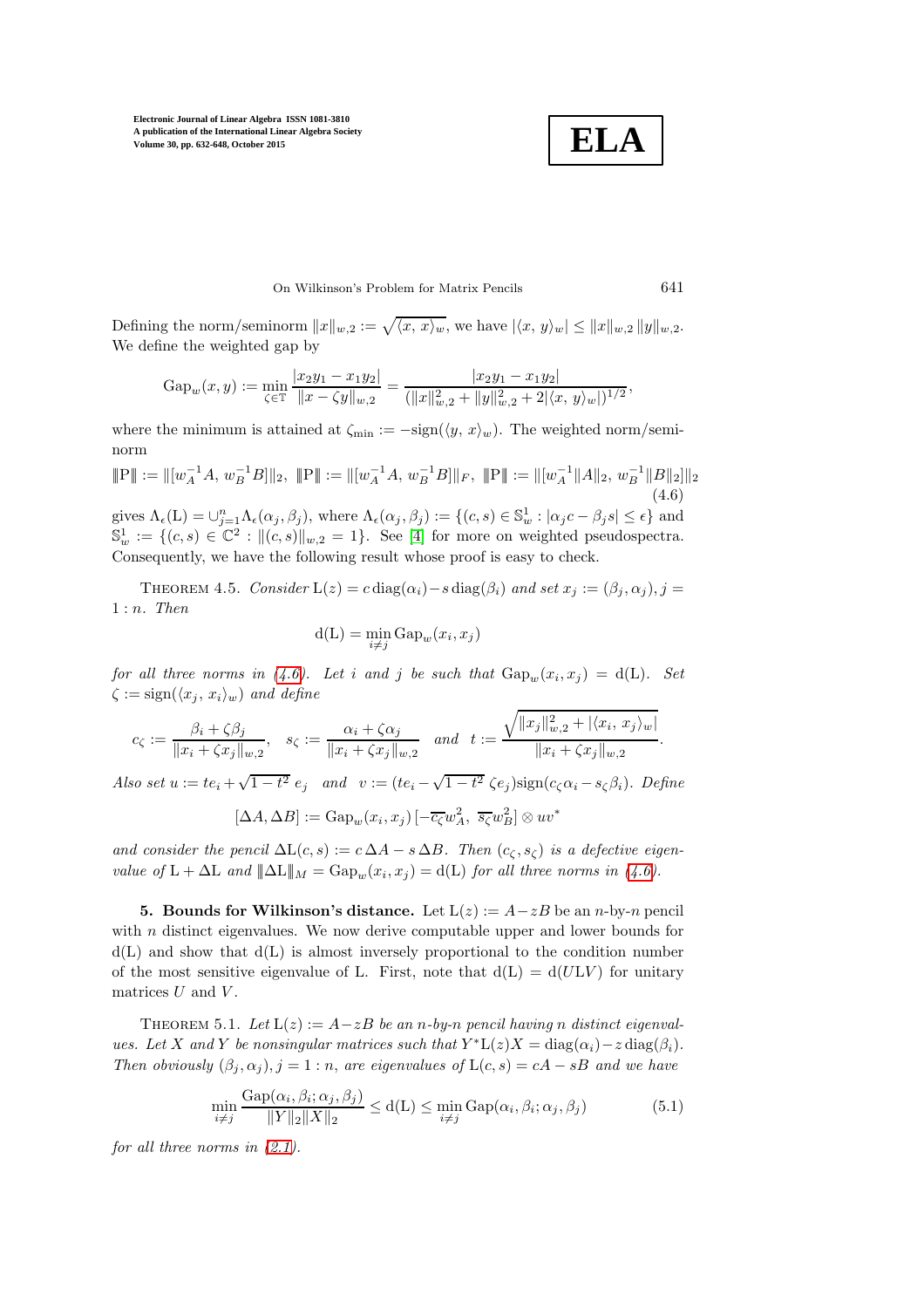Defining the norm/seminorm $\|x\|_{w,2} := \sqrt{\langle x, x\rangle_w}$, we have $|\langle x, y\rangle_w| \leq \|x\|_{w,2}\,\|y\|_{w,2}$. We define the weighted gap by

$$\mathrm{Gap}_w(x, y) := \min_{\zeta\in\mathbb{T}} \frac{|x_2y_1 - x_1y_2|}{\|x - \zeta y\|_{w,2}} = \frac{|x_2y_1 - x_1y_2|}{(\|x\|^2_{w,2} + \|y\|^2_{w,2} + 2|\langle x, y\rangle_w|)^{1/2}},$$

where the minimum is attained at $\zeta_{\min} := -\mathrm{sign}(\langle y, x\rangle_w)$. The weighted norm/seminorm

$$|\!|\!|\mathrm{P}|\!|\!| := \|[w_A^{-1}A,\ w_B^{-1}B]\|_2,\ |\!|\!|\mathrm{P}|\!|\!| := \|[w_A^{-1}A,\ w_B^{-1}B]\|_F,\ |\!|\!|\mathrm{P}|\!|\!| := \|[w_A^{-1}\|A\|_2,\ w_B^{-1}\|B\|_2]\|_2 \tag{4.6}$$

gives $\Lambda_\epsilon(\mathrm{L}) = \cup_{j=1}^n \Lambda_\epsilon(\alpha_j, \beta_j)$, where $\Lambda_\epsilon(\alpha_j, \beta_j) := \{(c, s) \in \mathbb{S}^1_w : |\alpha_j c - \beta_j s| \leq \epsilon\}$ and $\mathbb{S}^1_w := \{(c, s) \in \mathbb{C}^2 : \|(c, s)\|_{w,2} = 1\}$. See [4] for more on weighted pseudospectra. Consequently, we have the following result whose proof is easy to check.

Theorem 4.5. *Consider* $\mathrm{L}(z) = c\,\mathrm{diag}(\alpha_i) - s\,\mathrm{diag}(\beta_i)$ *and set* $x_j := (\beta_j, \alpha_j), j = 1 : n$. *Then*

$$\mathrm{d}(\mathrm{L}) = \min_{i\neq j} \mathrm{Gap}_w(x_i, x_j)$$

*for all three norms in (4.6). Let* $i$ *and* $j$ *be such that* $\mathrm{Gap}_w(x_i, x_j) = \mathrm{d}(\mathrm{L})$. *Set* $\zeta := \mathrm{sign}(\langle x_j, x_i\rangle_w)$ *and define*

$$c_\zeta := \frac{\beta_i + \zeta\beta_j}{\|x_i + \zeta x_j\|_{w,2}}, \quad s_\zeta := \frac{\alpha_i + \zeta\alpha_j}{\|x_i + \zeta x_j\|_{w,2}} \quad \text{and} \quad t := \frac{\sqrt{\|x_j\|^2_{w,2} + |\langle x_i, x_j\rangle_w|}}{\|x_i + \zeta x_j\|_{w,2}}.$$

*Also set* $u := te_i + \sqrt{1-t^2}\, e_j$ *and* $v := (te_i - \sqrt{1-t^2}\,\zeta e_j)\mathrm{sign}(c_\zeta\alpha_i - s_\zeta\beta_i)$. *Define*

$$[\Delta A, \Delta B] := \mathrm{Gap}_w(x_i, x_j)\,[-\overline{c_\zeta}w_A^2,\ \overline{s_\zeta}w_B^2] \otimes uv^*$$

*and consider the pencil* $\Delta\mathrm{L}(c, s) := c\,\Delta A - s\,\Delta B$. *Then* $(c_\zeta, s_\zeta)$ *is a defective eigenvalue of* $\mathrm{L} + \Delta\mathrm{L}$ *and* $|\!|\!|\Delta\mathrm{L}|\!|\!|_M = \mathrm{Gap}_w(x_i, x_j) = \mathrm{d}(\mathrm{L})$ *for all three norms in (4.6).*

## 5. Bounds for Wilkinson's distance.

Let $\mathrm{L}(z) := A - zB$ be an $n$-by-$n$ pencil with $n$ distinct eigenvalues. We now derive computable upper and lower bounds for $\mathrm{d}(\mathrm{L})$ and show that $\mathrm{d}(\mathrm{L})$ is almost inversely proportional to the condition number of the most sensitive eigenvalue of L. First, note that $\mathrm{d}(\mathrm{L}) = \mathrm{d}(U\mathrm{L}V)$ for unitary matrices $U$ and $V$.

Theorem 5.1. *Let* $\mathrm{L}(z) := A - zB$ *be an* $n$*-by-*$n$ *pencil having* $n$ *distinct eigenvalues. Let* $X$ *and* $Y$ *be nonsingular matrices such that* $Y^*\mathrm{L}(z)X = \mathrm{diag}(\alpha_i) - z\,\mathrm{diag}(\beta_i)$. *Then obviously* $(\beta_j, \alpha_j), j = 1 : n$, *are eigenvalues of* $\mathrm{L}(c, s) = cA - sB$ *and we have*

$$\min_{i\neq j} \frac{\mathrm{Gap}(\alpha_i, \beta_i; \alpha_j, \beta_j)}{\|Y\|_2\|X\|_2} \leq \mathrm{d}(\mathrm{L}) \leq \min_{i\neq j} \mathrm{Gap}(\alpha_i, \beta_i; \alpha_j, \beta_j) \tag{5.1}$$

*for all three norms in (2.1).*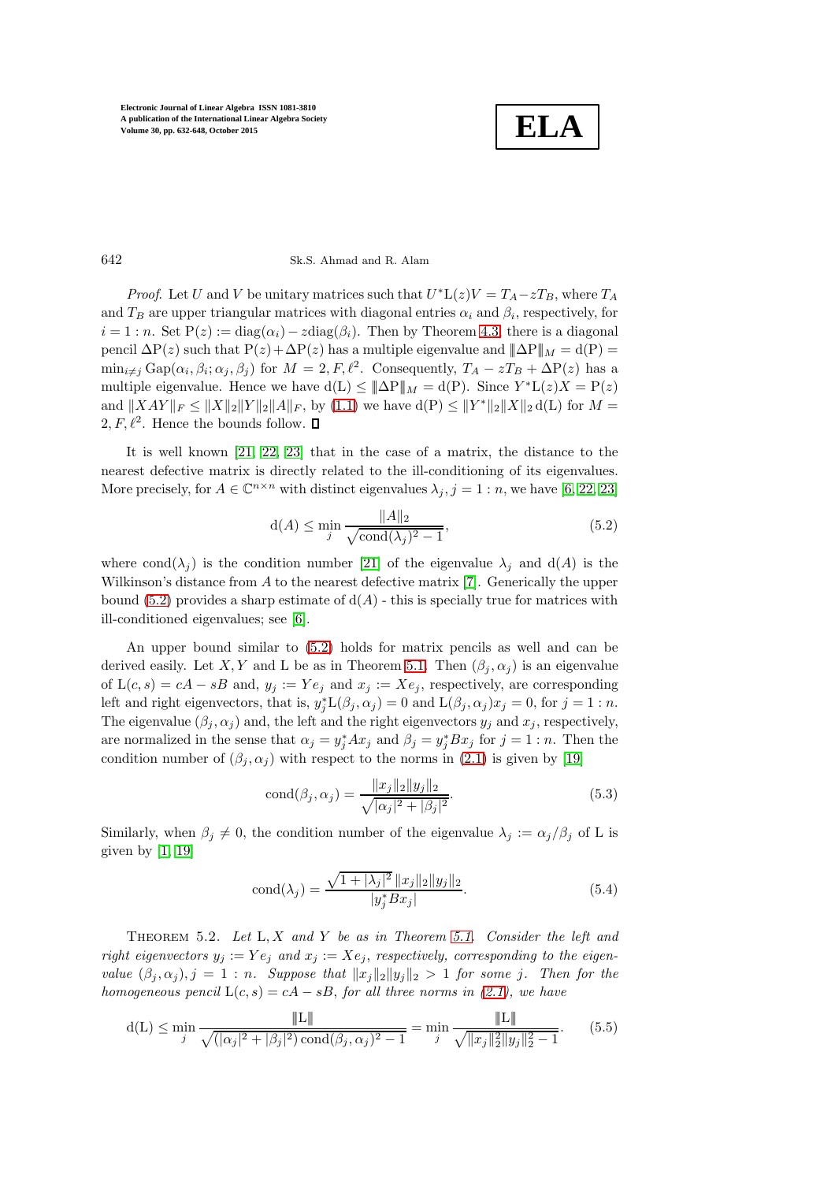*Proof*. Let $U$ and $V$ be unitary matrices such that $U^*\mathrm{L}(z)V = T_A - zT_B$, where $T_A$ and $T_B$ are upper triangular matrices with diagonal entries $\alpha_i$ and $\beta_i$, respectively, for $i = 1 : n$. Set $\mathrm{P}(z) := \mathrm{diag}(\alpha_i) - z\mathrm{diag}(\beta_i)$. Then by Theorem 4.3, there is a diagonal pencil $\Delta\mathrm{P}(z)$ such that $\mathrm{P}(z) + \Delta\mathrm{P}(z)$ has a multiple eigenvalue and $|\!|\!|\Delta\mathrm{P}|\!|\!|_M = \mathrm{d}(\mathrm{P}) = \min_{i\neq j} \mathrm{Gap}(\alpha_i, \beta_i; \alpha_j, \beta_j)$ for $M = 2, F, \ell^2$. Consequently, $T_A - zT_B + \Delta\mathrm{P}(z)$ has a multiple eigenvalue. Hence we have $\mathrm{d}(\mathrm{L}) \leq |\!|\!|\Delta\mathrm{P}|\!|\!|_M = \mathrm{d}(\mathrm{P})$. Since $Y^*\mathrm{L}(z)X = \mathrm{P}(z)$ and $\|XAY\|_F \leq \|X\|_2\|Y\|_2\|A\|_F$, by (1.1) we have $\mathrm{d}(\mathrm{P}) \leq \|Y^*\|_2\|X\|_2\, \mathrm{d}(\mathrm{L})$ for $M = 2, F, \ell^2$. Hence the bounds follow. ∎

It is well known [21, 22, 23] that in the case of a matrix, the distance to the nearest defective matrix is directly related to the ill-conditioning of its eigenvalues. More precisely, for $A \in \mathbb{C}^{n\times n}$ with distinct eigenvalues $\lambda_j, j = 1 : n$, we have [6, 22, 23]

$$\mathrm{d}(A) \leq \min_j \frac{\|A\|_2}{\sqrt{\mathrm{cond}(\lambda_j)^2 - 1}}, \tag{5.2}$$

where $\mathrm{cond}(\lambda_j)$ is the condition number [21] of the eigenvalue $\lambda_j$ and $\mathrm{d}(A)$ is the Wilkinson's distance from $A$ to the nearest defective matrix [7]. Generically the upper bound (5.2) provides a sharp estimate of $\mathrm{d}(A)$ - this is specially true for matrices with ill-conditioned eigenvalues; see [6].

An upper bound similar to (5.2) holds for matrix pencils as well and can be derived easily. Let $X, Y$ and $\mathrm{L}$ be as in Theorem 5.1. Then $(\beta_j, \alpha_j)$ is an eigenvalue of $\mathrm{L}(c, s) = cA - sB$ and, $y_j := Ye_j$ and $x_j := Xe_j$, respectively, are corresponding left and right eigenvectors, that is, $y_j^*\mathrm{L}(\beta_j, \alpha_j) = 0$ and $\mathrm{L}(\beta_j, \alpha_j)x_j = 0$, for $j = 1 : n$. The eigenvalue $(\beta_j, \alpha_j)$ and, the left and the right eigenvectors $y_j$ and $x_j$, respectively, are normalized in the sense that $\alpha_j = y_j^*Ax_j$ and $\beta_j = y_j^*Bx_j$ for $j = 1 : n$. Then the condition number of $(\beta_j, \alpha_j)$ with respect to the norms in (2.1) is given by [19]

$$\mathrm{cond}(\beta_j, \alpha_j) = \frac{\|x_j\|_2\|y_j\|_2}{\sqrt{|\alpha_j|^2 + |\beta_j|^2}}. \tag{5.3}$$

Similarly, when $\beta_j \neq 0$, the condition number of the eigenvalue $\lambda_j := \alpha_j/\beta_j$ of $\mathrm{L}$ is given by [1, 19]

$$\mathrm{cond}(\lambda_j) = \frac{\sqrt{1 + |\lambda_j|^2}\, \|x_j\|_2\|y_j\|_2}{|y_j^*Bx_j|}. \tag{5.4}$$

Theorem 5.2. *Let $\mathrm{L}, X$ and $Y$ be as in Theorem 5.1. Consider the left and right eigenvectors $y_j := Ye_j$ and $x_j := Xe_j$, respectively, corresponding to the eigenvalue $(\beta_j, \alpha_j), j = 1 : n$. Suppose that $\|x_j\|_2\|y_j\|_2 > 1$ for some $j$. Then for the homogeneous pencil $\mathrm{L}(c, s) = cA - sB$, for all three norms in (2.1), we have*

$$\mathrm{d}(\mathrm{L}) \leq \min_j \frac{|\!|\!|\mathrm{L}|\!|\!|}{\sqrt{(|\alpha_j|^2 + |\beta_j|^2)\,\mathrm{cond}(\beta_j, \alpha_j)^2 - 1}} = \min_j \frac{|\!|\!|\mathrm{L}|\!|\!|}{\sqrt{\|x_j\|_2^2\|y_j\|_2^2 - 1}}. \tag{5.5}$$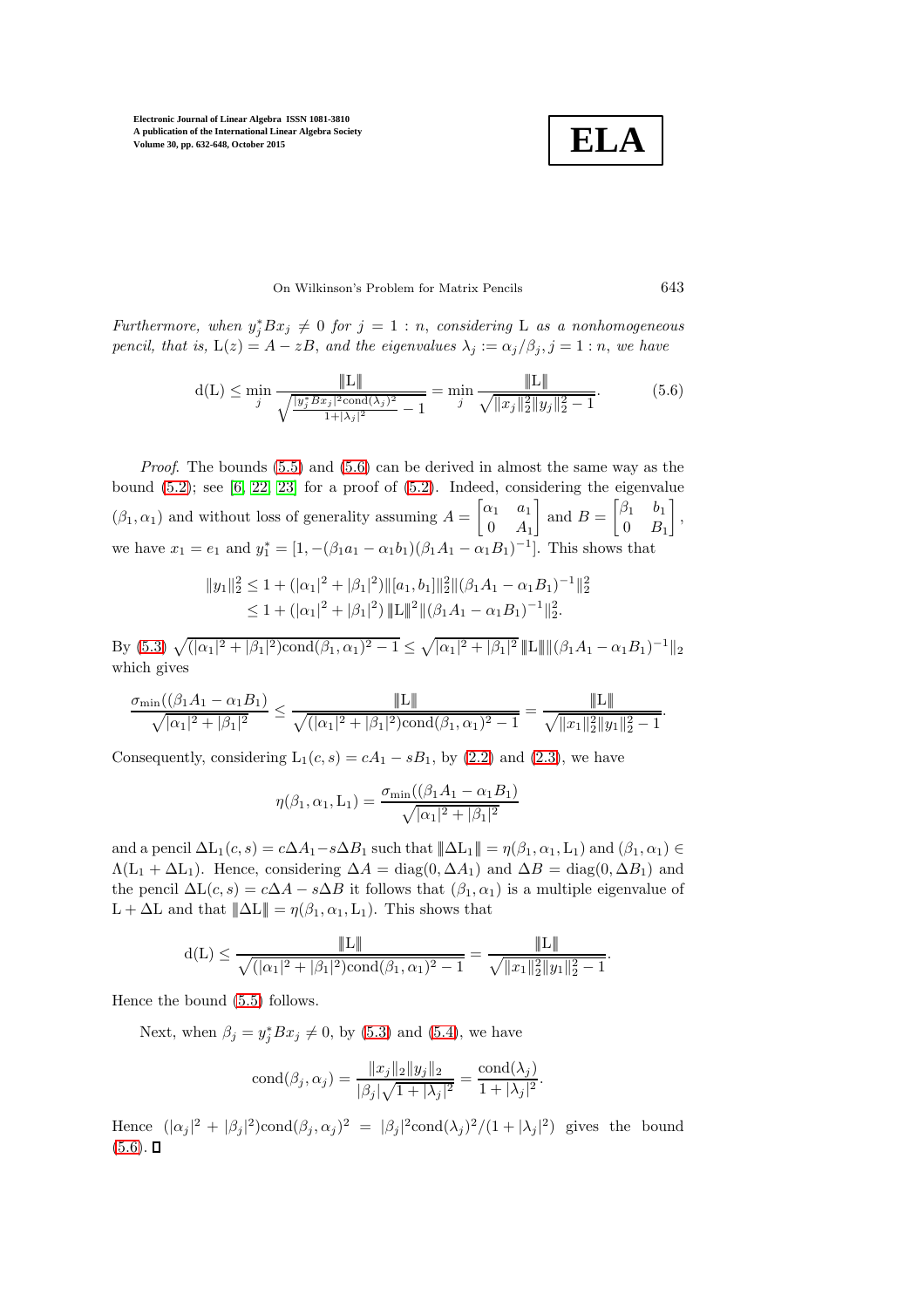*Furthermore, when $y_j^* B x_j \neq 0$ for $j = 1 : n$, considering* $\mathrm{L}$ *as a nonhomogeneous pencil, that is,* $\mathrm{L}(z) = A - zB$, *and the eigenvalues* $\lambda_j := \alpha_j/\beta_j, j = 1 : n$, *we have*

$$\mathrm{d}(\mathrm{L}) \leq \min_j \frac{\|\mathrm{L}\|}{\sqrt{\frac{|y_j^* B x_j|^2 \mathrm{cond}(\lambda_j)^2}{1+|\lambda_j|^2} - 1}} = \min_j \frac{\|\mathrm{L}\|}{\sqrt{\|x_j\|_2^2 \|y_j\|_2^2 - 1}}. \tag{5.6}$$

*Proof.* The bounds (5.5) and (5.6) can be derived in almost the same way as the bound (5.2); see [6, 22, 23] for a proof of (5.2). Indeed, considering the eigenvalue $(\beta_1, \alpha_1)$ and without loss of generality assuming $A = \begin{bmatrix} \alpha_1 & a_1 \\ 0 & A_1 \end{bmatrix}$ and $B = \begin{bmatrix} \beta_1 & b_1 \\ 0 & B_1 \end{bmatrix}$, we have $x_1 = e_1$ and $y_1^* = [1, -(\beta_1 a_1 - \alpha_1 b_1)(\beta_1 A_1 - \alpha_1 B_1)^{-1}]$. This shows that

$$\begin{aligned} \|y_1\|_2^2 &\leq 1 + (|\alpha_1|^2 + |\beta_1|^2)\|[a_1, b_1]\|_2^2 \|(\beta_1 A_1 - \alpha_1 B_1)^{-1}\|_2^2 \\ &\leq 1 + (|\alpha_1|^2 + |\beta_1|^2)\,\|\mathrm{L}\|^2 \|(\beta_1 A_1 - \alpha_1 B_1)^{-1}\|_2^2. \end{aligned}$$

By (5.3) $\sqrt{(|\alpha_1|^2 + |\beta_1|^2)\mathrm{cond}(\beta_1, \alpha_1)^2 - 1} \leq \sqrt{|\alpha_1|^2 + |\beta_1|^2}\,\|\mathrm{L}\| \|(\beta_1 A_1 - \alpha_1 B_1)^{-1}\|_2$ which gives

$$\frac{\sigma_{\min}((\beta_1 A_1 - \alpha_1 B_1)}{\sqrt{|\alpha_1|^2 + |\beta_1|^2}} \leq \frac{\|\mathrm{L}\|}{\sqrt{(|\alpha_1|^2 + |\beta_1|^2)\mathrm{cond}(\beta_1, \alpha_1)^2 - 1}} = \frac{\|\mathrm{L}\|}{\sqrt{\|x_1\|_2^2 \|y_1\|_2^2 - 1}}.$$

Consequently, considering $\mathrm{L}_1(c, s) = cA_1 - sB_1$, by (2.2) and (2.3), we have

$$\eta(\beta_1, \alpha_1, \mathrm{L}_1) = \frac{\sigma_{\min}((\beta_1 A_1 - \alpha_1 B_1)}{\sqrt{|\alpha_1|^2 + |\beta_1|^2}}$$

and a pencil $\Delta\mathrm{L}_1(c, s) = c\Delta A_1 - s\Delta B_1$ such that $\|\Delta \mathrm{L}_1\| = \eta(\beta_1, \alpha_1, \mathrm{L}_1)$ and $(\beta_1, \alpha_1) \in \Lambda(\mathrm{L}_1 + \Delta\mathrm{L}_1)$. Hence, considering $\Delta A = \mathrm{diag}(0, \Delta A_1)$ and $\Delta B = \mathrm{diag}(0, \Delta B_1)$ and the pencil $\Delta\mathrm{L}(c, s) = c\Delta A - s\Delta B$ it follows that $(\beta_1, \alpha_1)$ is a multiple eigenvalue of $\mathrm{L} + \Delta\mathrm{L}$ and that $\|\Delta\mathrm{L}\| = \eta(\beta_1, \alpha_1, \mathrm{L}_1)$. This shows that

$$\mathrm{d}(\mathrm{L}) \leq \frac{\|\mathrm{L}\|}{\sqrt{(|\alpha_1|^2 + |\beta_1|^2)\mathrm{cond}(\beta_1, \alpha_1)^2 - 1}} = \frac{\|\mathrm{L}\|}{\sqrt{\|x_1\|_2^2 \|y_1\|_2^2 - 1}}.$$

Hence the bound (5.5) follows.

Next, when $\beta_j = y_j^* B x_j \neq 0$, by (5.3) and (5.4), we have

$$\mathrm{cond}(\beta_j, \alpha_j) = \frac{\|x_j\|_2 \|y_j\|_2}{|\beta_j|\sqrt{1 + |\lambda_j|^2}} = \frac{\mathrm{cond}(\lambda_j)}{1 + |\lambda_j|^2}.$$

Hence $(|\alpha_j|^2 + |\beta_j|^2)\mathrm{cond}(\beta_j, \alpha_j)^2 = |\beta_j|^2 \mathrm{cond}(\lambda_j)^2/(1 + |\lambda_j|^2)$ gives the bound (5.6). ∎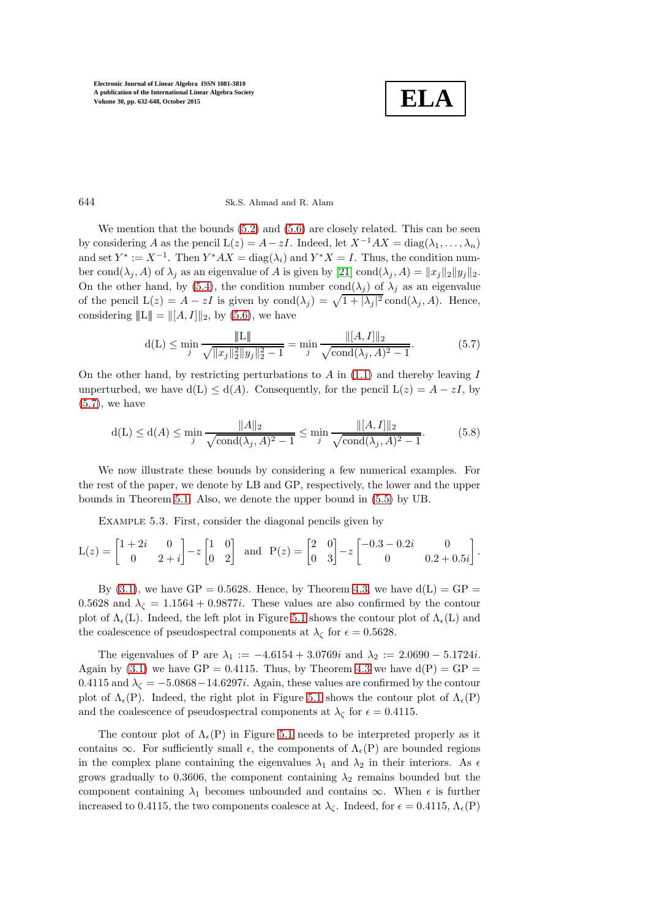We mention that the bounds (5.2) and (5.6) are closely related. This can be seen by considering $A$ as the pencil $\mathrm{L}(z) = A - zI$. Indeed, let $X^{-1}AX = \mathrm{diag}(\lambda_1, \ldots, \lambda_n)$ and set $Y^* := X^{-1}$. Then $Y^*AX = \mathrm{diag}(\lambda_i)$ and $Y^*X = I$. Thus, the condition number $\mathrm{cond}(\lambda_j, A)$ of $\lambda_j$ as an eigenvalue of $A$ is given by [21] $\mathrm{cond}(\lambda_j, A) = \|x_j\|_2 \|y_j\|_2$. On the other hand, by (5.4), the condition number $\mathrm{cond}(\lambda_j)$ of $\lambda_j$ as an eigenvalue of the pencil $\mathrm{L}(z) = A - zI$ is given by $\mathrm{cond}(\lambda_j) = \sqrt{1 + |\lambda_j|^2}\, \mathrm{cond}(\lambda_j, A)$. Hence, considering $|||\mathrm{L}||| = \|[A, I]\|_2$, by (5.6), we have

$$\mathrm{d}(\mathrm{L}) \leq \min_j \frac{|||\mathrm{L}|||}{\sqrt{\|x_j\|_2^2 \|y_j\|_2^2 - 1}} = \min_j \frac{\|[A, I]\|_2}{\sqrt{\mathrm{cond}(\lambda_j, A)^2 - 1}}. \tag{5.7}$$

On the other hand, by restricting perturbations to $A$ in (1.1) and thereby leaving $I$ unperturbed, we have $\mathrm{d}(\mathrm{L}) \leq \mathrm{d}(A)$. Consequently, for the pencil $\mathrm{L}(z) = A - zI$, by (5.7), we have

$$\mathrm{d}(\mathrm{L}) \leq \mathrm{d}(A) \leq \min_j \frac{\|A\|_2}{\sqrt{\mathrm{cond}(\lambda_j, A)^2 - 1}} \leq \min_j \frac{\|[A, I]\|_2}{\sqrt{\mathrm{cond}(\lambda_j, A)^2 - 1}}. \tag{5.8}$$

We now illustrate these bounds by considering a few numerical examples. For the rest of the paper, we denote by LB and GP, respectively, the lower and the upper bounds in Theorem 5.1. Also, we denote the upper bound in (5.5) by UB.

Example 5.3. First, consider the diagonal pencils given by

$$\mathrm{L}(z) = \begin{bmatrix} 1+2i & 0 \\ 0 & 2+i \end{bmatrix} - z \begin{bmatrix} 1 & 0 \\ 0 & 2 \end{bmatrix} \quad \text{and} \quad \mathrm{P}(z) = \begin{bmatrix} 2 & 0 \\ 0 & 3 \end{bmatrix} - z \begin{bmatrix} -0.3 - 0.2i & 0 \\ 0 & 0.2 + 0.5i \end{bmatrix}.$$

By (3.1), we have $\mathrm{GP} = 0.5628$. Hence, by Theorem 4.3, we have $\mathrm{d}(\mathrm{L}) = \mathrm{GP} = 0.5628$ and $\lambda_\zeta = 1.1564 + 0.9877i$. These values are also confirmed by the contour plot of $\Lambda_\epsilon(\mathrm{L})$. Indeed, the left plot in Figure 5.1 shows the contour plot of $\Lambda_\epsilon(\mathrm{L})$ and the coalescence of pseudospectral components at $\lambda_\zeta$ for $\epsilon = 0.5628$.

The eigenvalues of P are $\lambda_1 := -4.6154 + 3.0769i$ and $\lambda_2 := 2.0690 - 5.1724i$. Again by (3.1) we have $\mathrm{GP} = 0.4115$. Thus, by Theorem 4.3 we have $\mathrm{d}(\mathrm{P}) = \mathrm{GP} = 0.4115$ and $\lambda_\zeta = -5.0868 - 14.6297i$. Again, these values are confirmed by the contour plot of $\Lambda_\epsilon(\mathrm{P})$. Indeed, the right plot in Figure 5.1 shows the contour plot of $\Lambda_\epsilon(\mathrm{P})$ and the coalescence of pseudospectral components at $\lambda_\zeta$ for $\epsilon = 0.4115$.

The contour plot of $\Lambda_\epsilon(\mathrm{P})$ in Figure 5.1 needs to be interpreted properly as it contains $\infty$. For sufficiently small $\epsilon$, the components of $\Lambda_\epsilon(\mathrm{P})$ are bounded regions in the complex plane containing the eigenvalues $\lambda_1$ and $\lambda_2$ in their interiors. As $\epsilon$ grows gradually to 0.3606, the component containing $\lambda_2$ remains bounded but the component containing $\lambda_1$ becomes unbounded and contains $\infty$. When $\epsilon$ is further increased to 0.4115, the two components coalesce at $\lambda_\zeta$. Indeed, for $\epsilon = 0.4115$, $\Lambda_\epsilon(\mathrm{P})$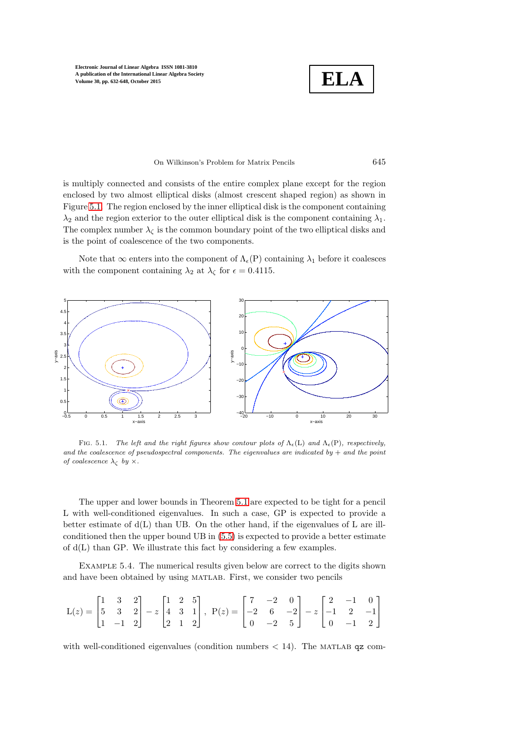is multiply connected and consists of the entire complex plane except for the region enclosed by two almost elliptical disks (almost crescent shaped region) as shown in Figure 5.1. The region enclosed by the inner elliptical disk is the component containing $\lambda_2$ and the region exterior to the outer elliptical disk is the component containing $\lambda_1$. The complex number $\lambda_\zeta$ is the common boundary point of the two elliptical disks and is the point of coalescence of the two components.

Note that $\infty$ enters into the component of $\Lambda_\epsilon(\mathrm{P})$ containing $\lambda_1$ before it coalesces with the component containing $\lambda_2$ at $\lambda_\zeta$ for $\epsilon = 0.4115$.

FIG. 5.1. *The left and the right figures show contour plots of $\Lambda_\epsilon(\mathrm{L})$ and $\Lambda_\epsilon(\mathrm{P})$, respectively, and the coalescence of pseudospectral components. The eigenvalues are indicated by + and the point of coalescence $\lambda_\zeta$ by $\times$.*

The upper and lower bounds in Theorem 5.1 are expected to be tight for a pencil L with well-conditioned eigenvalues. In such a case, GP is expected to provide a better estimate of d(L) than UB. On the other hand, if the eigenvalues of L are ill-conditioned then the upper bound UB in (5.5) is expected to provide a better estimate of d(L) than GP. We illustrate this fact by considering a few examples.

EXAMPLE 5.4. The numerical results given below are correct to the digits shown and have been obtained by using MATLAB. First, we consider two pencils

$$
\mathrm{L}(z) = \begin{bmatrix} 1 & 3 & 2 \\ 5 & 3 & 2 \\ 1 & -1 & 2 \end{bmatrix} - z \begin{bmatrix} 1 & 2 & 5 \\ 4 & 3 & 1 \\ 2 & 1 & 2 \end{bmatrix}, \; \mathrm{P}(z) = \begin{bmatrix} 7 & -2 & 0 \\ -2 & 6 & -2 \\ 0 & -2 & 5 \end{bmatrix} - z \begin{bmatrix} 2 & -1 & 0 \\ -1 & 2 & -1 \\ 0 & -1 & 2 \end{bmatrix}
$$

with well-conditioned eigenvalues (condition numbers $< 14$). The MATLAB `qz` com-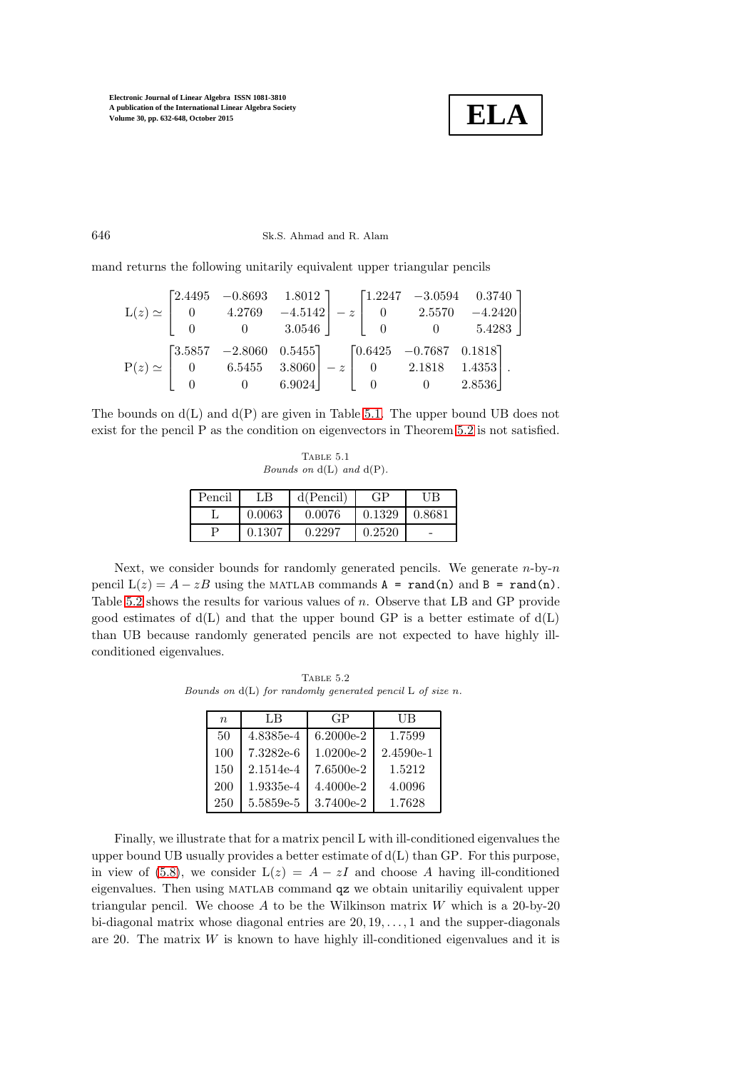mand returns the following unitarily equivalent upper triangular pencils

$$\mathrm{L}(z) \simeq \begin{bmatrix} 2.4495 & -0.8693 & 1.8012 \\ 0 & 4.2769 & -4.5142 \\ 0 & 0 & 3.0546 \end{bmatrix} - z \begin{bmatrix} 1.2247 & -3.0594 & 0.3740 \\ 0 & 2.5570 & -4.2420 \\ 0 & 0 & 5.4283 \end{bmatrix}$$

$$\mathrm{P}(z) \simeq \begin{bmatrix} 3.5857 & -2.8060 & 0.5455 \\ 0 & 6.5455 & 3.8060 \\ 0 & 0 & 6.9024 \end{bmatrix} - z \begin{bmatrix} 0.6425 & -0.7687 & 0.1818 \\ 0 & 2.1818 & 1.4353 \\ 0 & 0 & 2.8536 \end{bmatrix}.$$

The bounds on $\mathrm{d}(\mathrm{L})$ and $\mathrm{d}(\mathrm{P})$ are given in Table 5.1. The upper bound UB does not exist for the pencil P as the condition on eigenvectors in Theorem 5.2 is not satisfied.

Table 5.1
*Bounds on* $\mathrm{d}(\mathrm{L})$ *and* $\mathrm{d}(\mathrm{P})$.

| Pencil | LB | d(Pencil) | GP | UB |
|---|---|---|---|---|
| L | 0.0063 | 0.0076 | 0.1329 | 0.8681 |
| P | 0.1307 | 0.2297 | 0.2520 | - |

Next, we consider bounds for randomly generated pencils. We generate $n$-by-$n$ pencil $\mathrm{L}(z) = A - zB$ using the MATLAB commands `A = rand(n)` and `B = rand(n)`. Table 5.2 shows the results for various values of $n$. Observe that LB and GP provide good estimates of $\mathrm{d}(\mathrm{L})$ and that the upper bound GP is a better estimate of $\mathrm{d}(\mathrm{L})$ than UB because randomly generated pencils are not expected to have highly ill-conditioned eigenvalues.

Table 5.2
*Bounds on* $\mathrm{d}(\mathrm{L})$ *for randomly generated pencil* L *of size* $n$.

| $n$ | LB | GP | UB |
|---|---|---|---|
| 50 | 4.8385e-4 | 6.2000e-2 | 1.7599 |
| 100 | 7.3282e-6 | 1.0200e-2 | 2.4590e-1 |
| 150 | 2.1514e-4 | 7.6500e-2 | 1.5212 |
| 200 | 1.9335e-4 | 4.4000e-2 | 4.0096 |
| 250 | 5.5859e-5 | 3.7400e-2 | 1.7628 |

Finally, we illustrate that for a matrix pencil L with ill-conditioned eigenvalues the upper bound UB usually provides a better estimate of $\mathrm{d}(\mathrm{L})$ than GP. For this purpose, in view of (5.8), we consider $\mathrm{L}(z) = A - zI$ and choose $A$ having ill-conditioned eigenvalues. Then using MATLAB command `qz` we obtain unitariliy equivalent upper triangular pencil. We choose $A$ to be the Wilkinson matrix $W$ which is a 20-by-20 bi-diagonal matrix whose diagonal entries are $20, 19, \ldots, 1$ and the supper-diagonals are 20. The matrix $W$ is known to have highly ill-conditioned eigenvalues and it is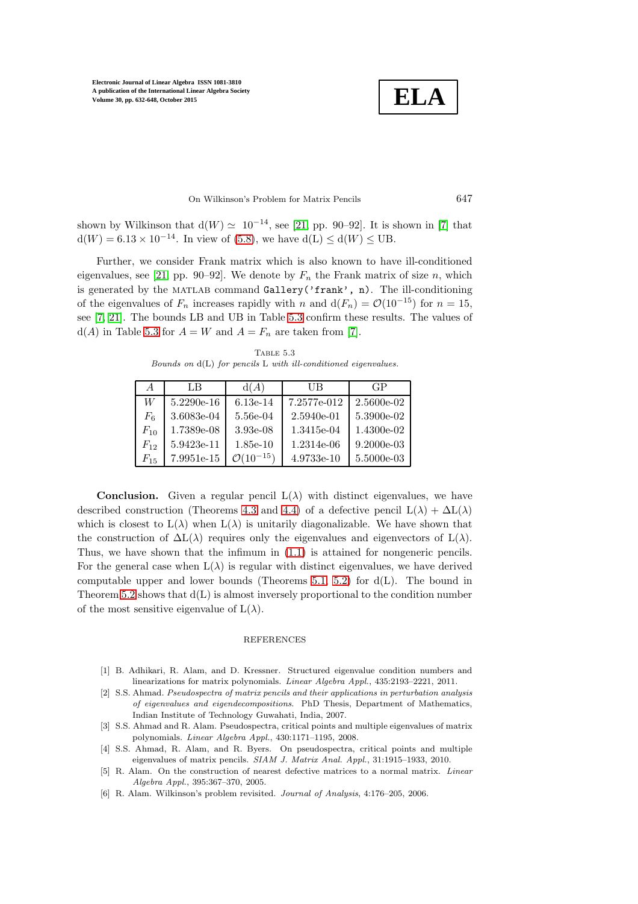shown by Wilkinson that $\mathrm{d}(W) \simeq 10^{-14}$, see [21, pp. 90–92]. It is shown in [7] that $\mathrm{d}(W) = 6.13 \times 10^{-14}$. In view of (5.8), we have $\mathrm{d}(\mathrm{L}) \leq \mathrm{d}(W) \leq \mathrm{UB}$.

Further, we consider Frank matrix which is also known to have ill-conditioned eigenvalues, see [21, pp. 90–92]. We denote by $F_n$ the Frank matrix of size $n$, which is generated by the MATLAB command `Gallery('frank', n)`. The ill-conditioning of the eigenvalues of $F_n$ increases rapidly with $n$ and $\mathrm{d}(F_n) = \mathcal{O}(10^{-15})$ for $n = 15$, see [7, 21]. The bounds LB and UB in Table 5.3 confirm these results. The values of $\mathrm{d}(A)$ in Table 5.3 for $A = W$ and $A = F_n$ are taken from [7].

Table 5.3

*Bounds on* $\mathrm{d}(\mathrm{L})$ *for pencils* L *with ill-conditioned eigenvalues.*

| $A$ | LB | $\mathrm{d}(A)$ | UB | GP |
|---|---|---|---|---|
| $W$ | 5.2290e-16 | 6.13e-14 | 7.2577e-012 | 2.5600e-02 |
| $F_6$ | 3.6083e-04 | 5.56e-04 | 2.5940e-01 | 5.3900e-02 |
| $F_{10}$ | 1.7389e-08 | 3.93e-08 | 1.3415e-04 | 1.4300e-02 |
| $F_{12}$ | 5.9423e-11 | 1.85e-10 | 1.2314e-06 | 9.2000e-03 |
| $F_{15}$ | 7.9951e-15 | $\mathcal{O}(10^{-15})$ | 4.9733e-10 | 5.5000e-03 |

**Conclusion.** Given a regular pencil $\mathrm{L}(\lambda)$ with distinct eigenvalues, we have described construction (Theorems 4.3 and 4.4) of a defective pencil $\mathrm{L}(\lambda) + \Delta\mathrm{L}(\lambda)$ which is closest to $\mathrm{L}(\lambda)$ when $\mathrm{L}(\lambda)$ is unitarily diagonalizable. We have shown that the construction of $\Delta\mathrm{L}(\lambda)$ requires only the eigenvalues and eigenvectors of $\mathrm{L}(\lambda)$. Thus, we have shown that the infimum in (1.1) is attained for nongeneric pencils. For the general case when $\mathrm{L}(\lambda)$ is regular with distinct eigenvalues, we have derived computable upper and lower bounds (Theorems 5.1, 5.2) for $\mathrm{d}(\mathrm{L})$. The bound in Theorem 5.2 shows that $\mathrm{d}(\mathrm{L})$ is almost inversely proportional to the condition number of the most sensitive eigenvalue of $\mathrm{L}(\lambda)$.

## REFERENCES

[1] B. Adhikari, R. Alam, and D. Kressner. Structured eigenvalue condition numbers and linearizations for matrix polynomials. *Linear Algebra Appl.*, 435:2193–2221, 2011.

[2] S.S. Ahmad. *Pseudospectra of matrix pencils and their applications in perturbation analysis of eigenvalues and eigendecompositions.* PhD Thesis, Department of Mathematics, Indian Institute of Technology Guwahati, India, 2007.

[3] S.S. Ahmad and R. Alam. Pseudospectra, critical points and multiple eigenvalues of matrix polynomials. *Linear Algebra Appl.*, 430:1171–1195, 2008.

[4] S.S. Ahmad, R. Alam, and R. Byers. On pseudospectra, critical points and multiple eigenvalues of matrix pencils. *SIAM J. Matrix Anal. Appl.*, 31:1915–1933, 2010.

[5] R. Alam. On the construction of nearest defective matrices to a normal matrix. *Linear Algebra Appl.*, 395:367–370, 2005.

[6] R. Alam. Wilkinson's problem revisited. *Journal of Analysis*, 4:176–205, 2006.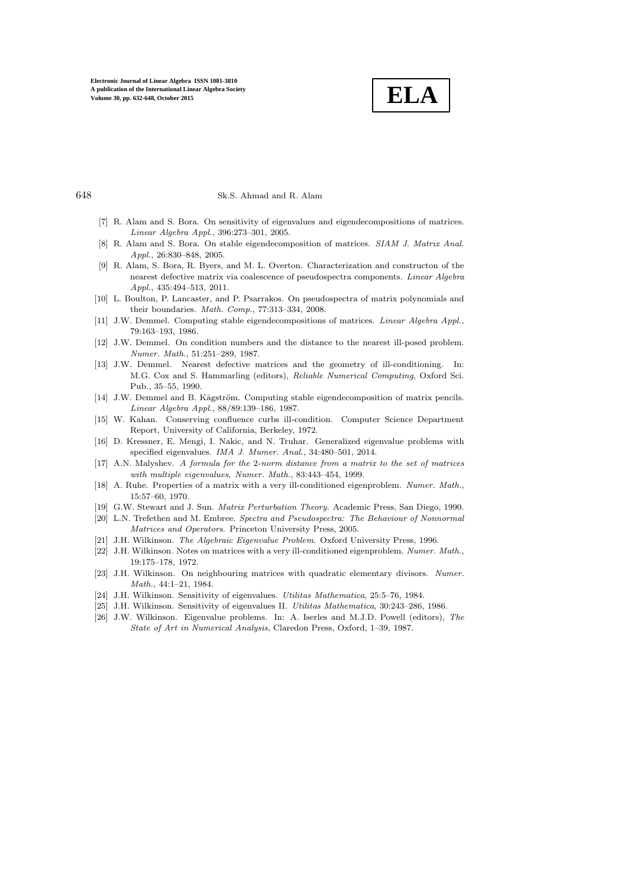[7] R. Alam and S. Bora. On sensitivity of eigenvalues and eigendecompositions of matrices. *Linear Algebra Appl.*, 396:273–301, 2005.

[8] R. Alam and S. Bora. On stable eigendecomposition of matrices. *SIAM J. Matrix Anal. Appl.*, 26:830–848, 2005.

[9] R. Alam, S. Bora, R. Byers, and M. L. Overton. Characterization and constructon of the nearest defective matrix via coalescence of pseudospectra components. *Linear Algebra Appl.*, 435:494–513, 2011.

[10] L. Boulton, P. Lancaster, and P. Psarrakos. On pseudospectra of matrix polynomials and their boundaries. *Math. Comp.*, 77:313–334, 2008.

[11] J.W. Demmel. Computing stable eigendecompositions of matrices. *Linear Algebra Appl.*, 79:163–193, 1986.

[12] J.W. Demmel. On condition numbers and the distance to the nearest ill-posed problem. *Numer. Math.*, 51:251–289, 1987.

[13] J.W. Demmel. Nearest defective matrices and the geometry of ill-conditioning. In: M.G. Cox and S. Hammarling (editors), *Reliable Numerical Computing*, Oxford Sci. Pub., 35–55, 1990.

[14] J.W. Demmel and B. Kågström. Computing stable eigendecomposition of matrix pencils. *Linear Algebra Appl.*, 88/89:139–186, 1987.

[15] W. Kahan. Conserving confluence curbs ill-condition. Computer Science Department Report, University of California, Berkeley, 1972.

[16] D. Kressner, E. Mengi, I. Nakic, and N. Truhar. Generalized eigenvalue problems with specified eigenvalues. *IMA J. Mumer. Anal.*, 34:480–501, 2014.

[17] A.N. Malyshev. *A formula for the 2-norm distance from a matrix to the set of matrices with multiple eigenvalues*, *Numer. Math.*, 83:443–454, 1999.

[18] A. Ruhe. Properties of a matrix with a very ill-conditioned eigenproblem. *Numer. Math.*, 15:57–60, 1970.

[19] G.W. Stewart and J. Sun. *Matrix Perturbation Theory.* Academic Press, San Diego, 1990.

[20] L.N. Trefethen and M. Embree. *Spectra and Pseudospectra: The Behaviour of Nonnormal Matrices and Operators*. Princeton University Press, 2005.

[21] J.H. Wilkinson. *The Algebraic Eigenvalue Problem*. Oxford University Press, 1996.

[22] J.H. Wilkinson. Notes on matrices with a very ill-conditioned eigenproblem. *Numer. Math.*, 19:175–178, 1972.

[23] J.H. Wilkinson. On neighbouring matrices with quadratic elementary divisors. *Numer. Math.*, 44:1–21, 1984.

[24] J.H. Wilkinson. Sensitivity of eigenvalues. *Utilitas Mathematica*, 25:5–76, 1984.

[25] J.H. Wilkinson. Sensitivity of eigenvalues II. *Utilitas Mathematica*, 30:243–286, 1986.

[26] J.W. Wilkinson. Eigenvalue problems. In: A. Iserles and M.J.D. Powell (editors), *The State of Art in Numerical Analysis*, Claredon Press, Oxford, 1–39, 1987.